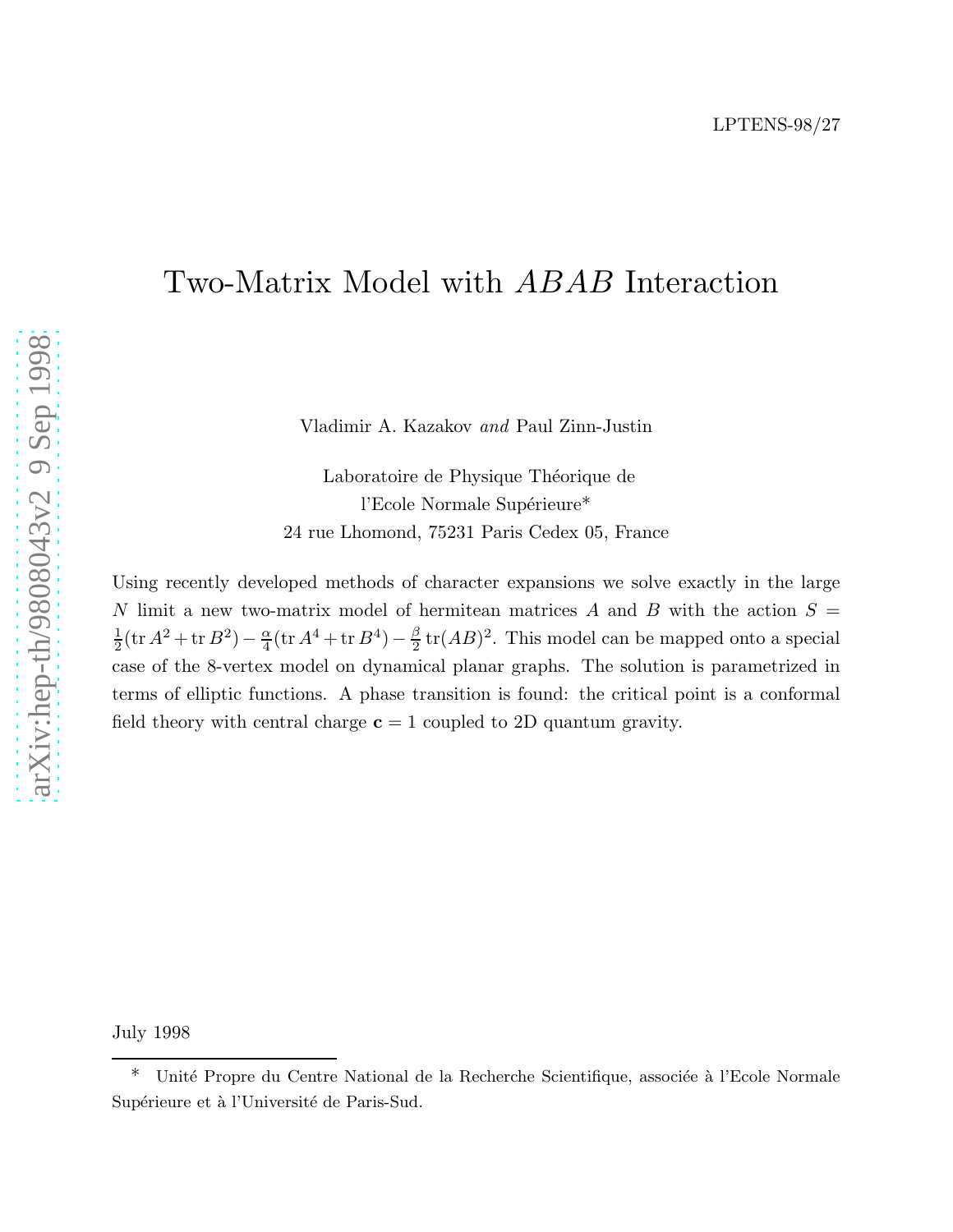LPTENS-98/27

# Two-Matrix Model with $ABAB$ Interaction

Vladimir A. Kazakov *and* Paul Zinn-Justin

Laboratoire de Physique Théorique de
l'Ecole Normale Supérieure*
24 rue Lhomond, 75231 Paris Cedex 05, France

Using recently developed methods of character expansions we solve exactly in the large $N$ limit a new two-matrix model of hermitean matrices $A$ and $B$ with the action $S = \frac{1}{2}(\operatorname{tr} A^2 + \operatorname{tr} B^2) - \frac{\alpha}{4}(\operatorname{tr} A^4 + \operatorname{tr} B^4) - \frac{\beta}{2}\operatorname{tr}(AB)^2$. This model can be mapped onto a special case of the 8-vertex model on dynamical planar graphs. The solution is parametrized in terms of elliptic functions. A phase transition is found: the critical point is a conformal field theory with central charge $\mathbf{c} = 1$ coupled to 2D quantum gravity.

July 1998

---

* Unité Propre du Centre National de la Recherche Scientifique, associée à l'Ecole Normale Supérieure et à l'Université de Paris-Sud.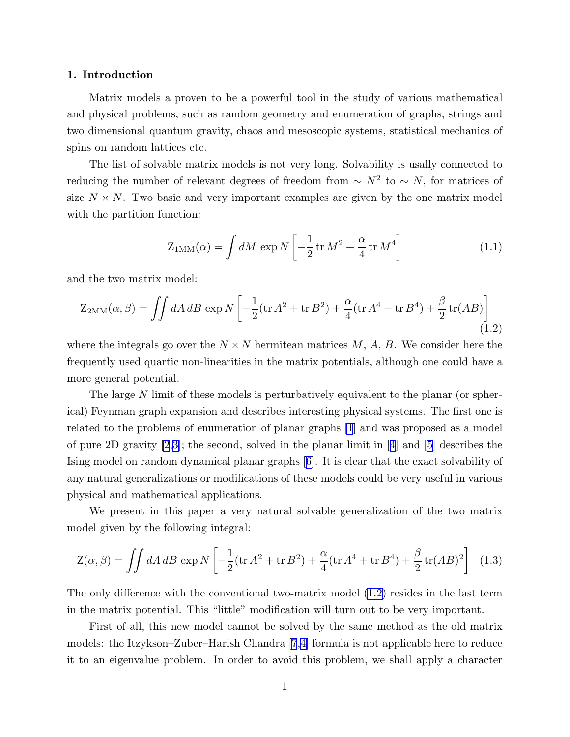## 1. Introduction

Matrix models a proven to be a powerful tool in the study of various mathematical and physical problems, such as random geometry and enumeration of graphs, strings and two dimensional quantum gravity, chaos and mesoscopic systems, statistical mechanics of spins on random lattices etc.

The list of solvable matrix models is not very long. Solvability is usally connected to reducing the number of relevant degrees of freedom from $\sim N^2$ to $\sim N$, for matrices of size $N \times N$. Two basic and very important examples are given by the one matrix model with the partition function:

$$\mathrm{Z}_{1\mathrm{MM}}(\alpha) = \int dM \, \exp N \left[ -\frac{1}{2} \operatorname{tr} M^2 + \frac{\alpha}{4} \operatorname{tr} M^4 \right] \tag{1.1}$$

and the two matrix model:

$$\mathrm{Z}_{2\mathrm{MM}}(\alpha, \beta) = \iint dA \, dB \, \exp N \left[ -\frac{1}{2}(\operatorname{tr} A^2 + \operatorname{tr} B^2) + \frac{\alpha}{4}(\operatorname{tr} A^4 + \operatorname{tr} B^4) + \frac{\beta}{2} \operatorname{tr}(AB) \right] \tag{1.2}$$

where the integrals go over the $N \times N$ hermitean matrices $M$, $A$, $B$. We consider here the frequently used quartic non-linearities in the matrix potentials, although one could have a more general potential.

The large $N$ limit of these models is perturbatively equivalent to the planar (or spherical) Feynman graph expansion and describes interesting physical systems. The first one is related to the problems of enumeration of planar graphs [1] and was proposed as a model of pure 2D gravity [2,3]; the second, solved in the planar limit in [4] and [5] describes the Ising model on random dynamical planar graphs [6]. It is clear that the exact solvability of any natural generalizations or modifications of these models could be very useful in various physical and mathematical applications.

We present in this paper a very natural solvable generalization of the two matrix model given by the following integral:

$$\mathrm{Z}(\alpha, \beta) = \iint dA \, dB \, \exp N \left[ -\frac{1}{2}(\operatorname{tr} A^2 + \operatorname{tr} B^2) + \frac{\alpha}{4}(\operatorname{tr} A^4 + \operatorname{tr} B^4) + \frac{\beta}{2} \operatorname{tr}(AB)^2 \right] \tag{1.3}$$

The only difference with the conventional two-matrix model (1.2) resides in the last term in the matrix potential. This "little" modification will turn out to be very important.

First of all, this new model cannot be solved by the same method as the old matrix models: the Itzykson–Zuber–Harish Chandra [7,4] formula is not applicable here to reduce it to an eigenvalue problem. In order to avoid this problem, we shall apply a character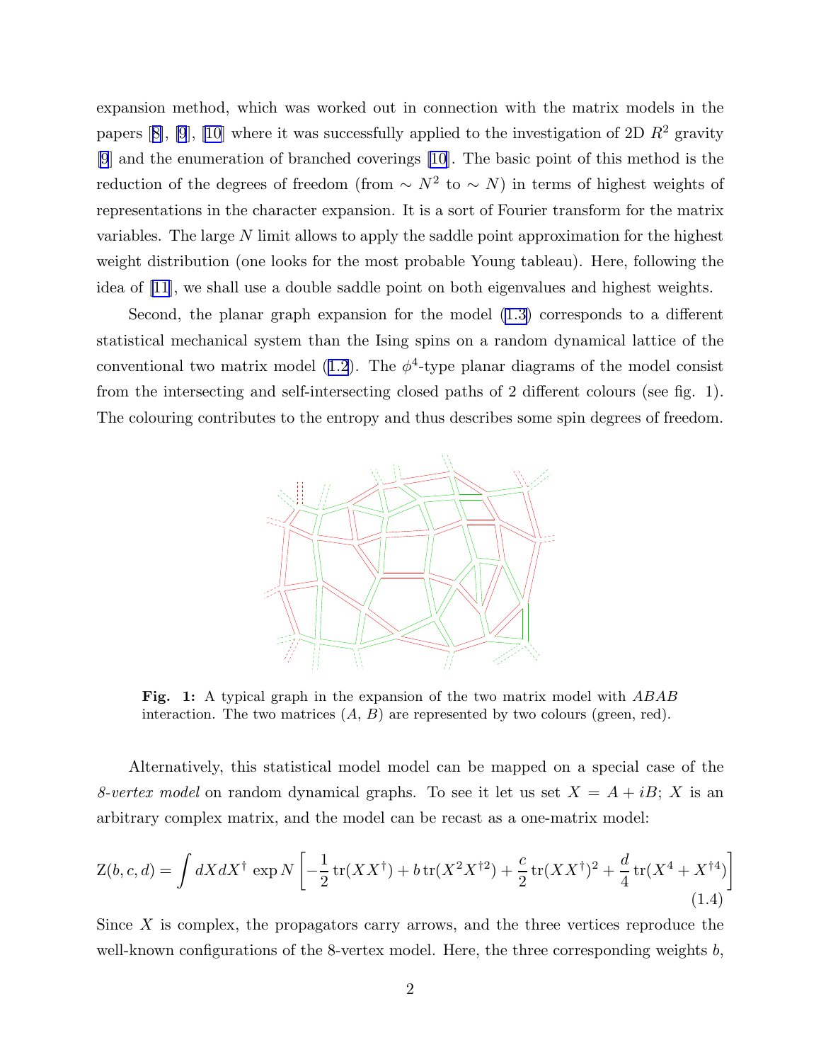expansion method, which was worked out in connection with the matrix models in the papers [8], [9], [10] where it was successfully applied to the investigation of 2D $R^2$ gravity [9] and the enumeration of branched coverings [10]. The basic point of this method is the reduction of the degrees of freedom (from $\sim N^2$ to $\sim N$) in terms of highest weights of representations in the character expansion. It is a sort of Fourier transform for the matrix variables. The large $N$ limit allows to apply the saddle point approximation for the highest weight distribution (one looks for the most probable Young tableau). Here, following the idea of [11], we shall use a double saddle point on both eigenvalues and highest weights.

Second, the planar graph expansion for the model (1.3) corresponds to a different statistical mechanical system than the Ising spins on a random dynamical lattice of the conventional two matrix model (1.2). The $\phi^4$-type planar diagrams of the model consist from the intersecting and self-intersecting closed paths of 2 different colours (see fig. 1). The colouring contributes to the entropy and thus describes some spin degrees of freedom.

**Fig. 1:** A typical graph in the expansion of the two matrix model with $ABAB$ interaction. The two matrices ($A$, $B$) are represented by two colours (green, red).

Alternatively, this statistical model model can be mapped on a special case of the *8-vertex model* on random dynamical graphs. To see it let us set $X = A + iB$; $X$ is an arbitrary complex matrix, and the model can be recast as a one-matrix model:

$$Z(b,c,d) = \int dX dX^\dagger \, \exp N \left[ -\frac{1}{2} \operatorname{tr}(XX^\dagger) + b \operatorname{tr}(X^2 X^{\dagger 2}) + \frac{c}{2} \operatorname{tr}(XX^\dagger)^2 + \frac{d}{4} \operatorname{tr}(X^4 + X^{\dagger 4}) \right] \tag{1.4}$$

Since $X$ is complex, the propagators carry arrows, and the three vertices reproduce the well-known configurations of the 8-vertex model. Here, the three corresponding weights $b$,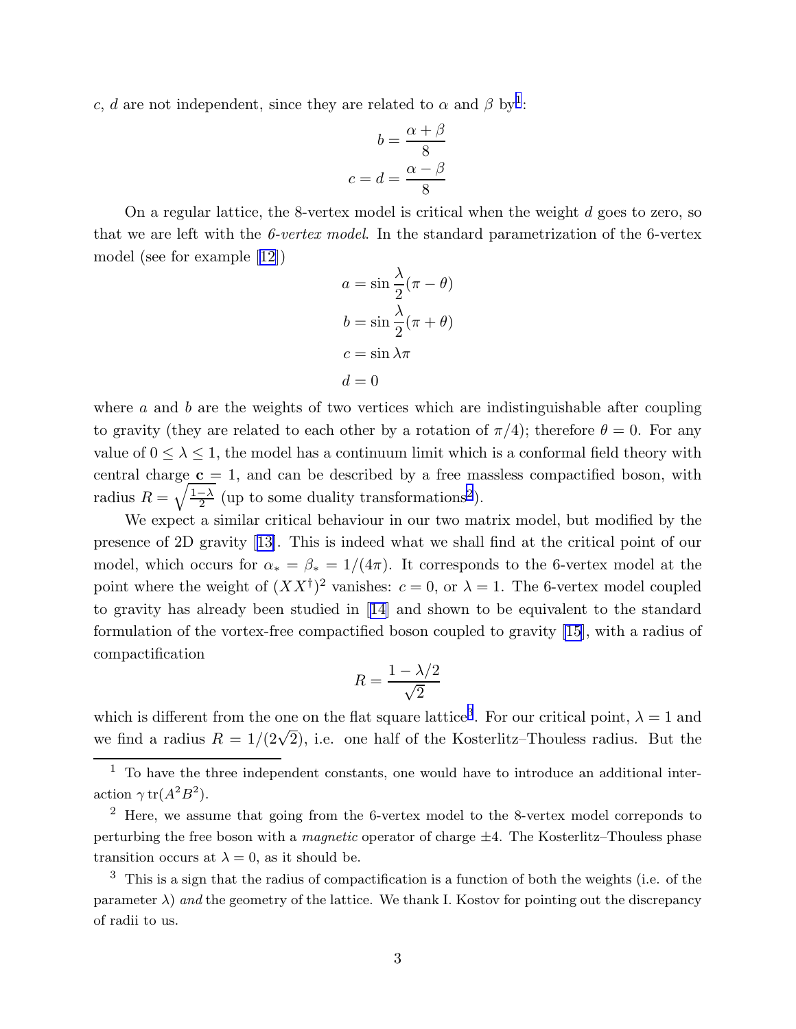$c$, $d$ are not independent, since they are related to $\alpha$ and $\beta$ by[1]:

$$b = \frac{\alpha+\beta}{8}$$
$$c = d = \frac{\alpha-\beta}{8}$$

On a regular lattice, the 8-vertex model is critical when the weight $d$ goes to zero, so that we are left with the *6-vertex model*. In the standard parametrization of the 6-vertex model (see for example [12])

$$a = \sin\frac{\lambda}{2}(\pi-\theta)$$
$$b = \sin\frac{\lambda}{2}(\pi+\theta)$$
$$c = \sin\lambda\pi$$
$$d = 0$$

where $a$ and $b$ are the weights of two vertices which are indistinguishable after coupling to gravity (they are related to each other by a rotation of $\pi/4$); therefore $\theta = 0$. For any value of $0 \leq \lambda \leq 1$, the model has a continuum limit which is a conformal field theory with central charge $\mathbf{c} = 1$, and can be described by a free massless compactified boson, with radius $R = \sqrt{\frac{1-\lambda}{2}}$ (up to some duality transformations[2]).

We expect a similar critical behaviour in our two matrix model, but modified by the presence of 2D gravity [13]. This is indeed what we shall find at the critical point of our model, which occurs for $\alpha_* = \beta_* = 1/(4\pi)$. It corresponds to the 6-vertex model at the point where the weight of $(XX^\dagger)^2$ vanishes: $c = 0$, or $\lambda = 1$. The 6-vertex model coupled to gravity has already been studied in [14] and shown to be equivalent to the standard formulation of the vortex-free compactified boson coupled to gravity [15], with a radius of compactification

$$R = \frac{1-\lambda/2}{\sqrt{2}}$$

which is different from the one on the flat square lattice[3]. For our critical point, $\lambda = 1$ and we find a radius $R = 1/(2\sqrt{2})$, i.e. one half of the Kosterlitz–Thouless radius. But the

---

[1] To have the three independent constants, one would have to introduce an additional interaction $\gamma\,\mathrm{tr}(A^2B^2)$.

[2] Here, we assume that going from the 6-vertex model to the 8-vertex model correponds to perturbing the free boson with a *magnetic* operator of charge $\pm 4$. The Kosterlitz–Thouless phase transition occurs at $\lambda = 0$, as it should be.

[3] This is a sign that the radius of compactification is a function of both the weights (i.e. of the parameter $\lambda$) *and* the geometry of the lattice. We thank I. Kostov for pointing out the discrepancy of radii to us.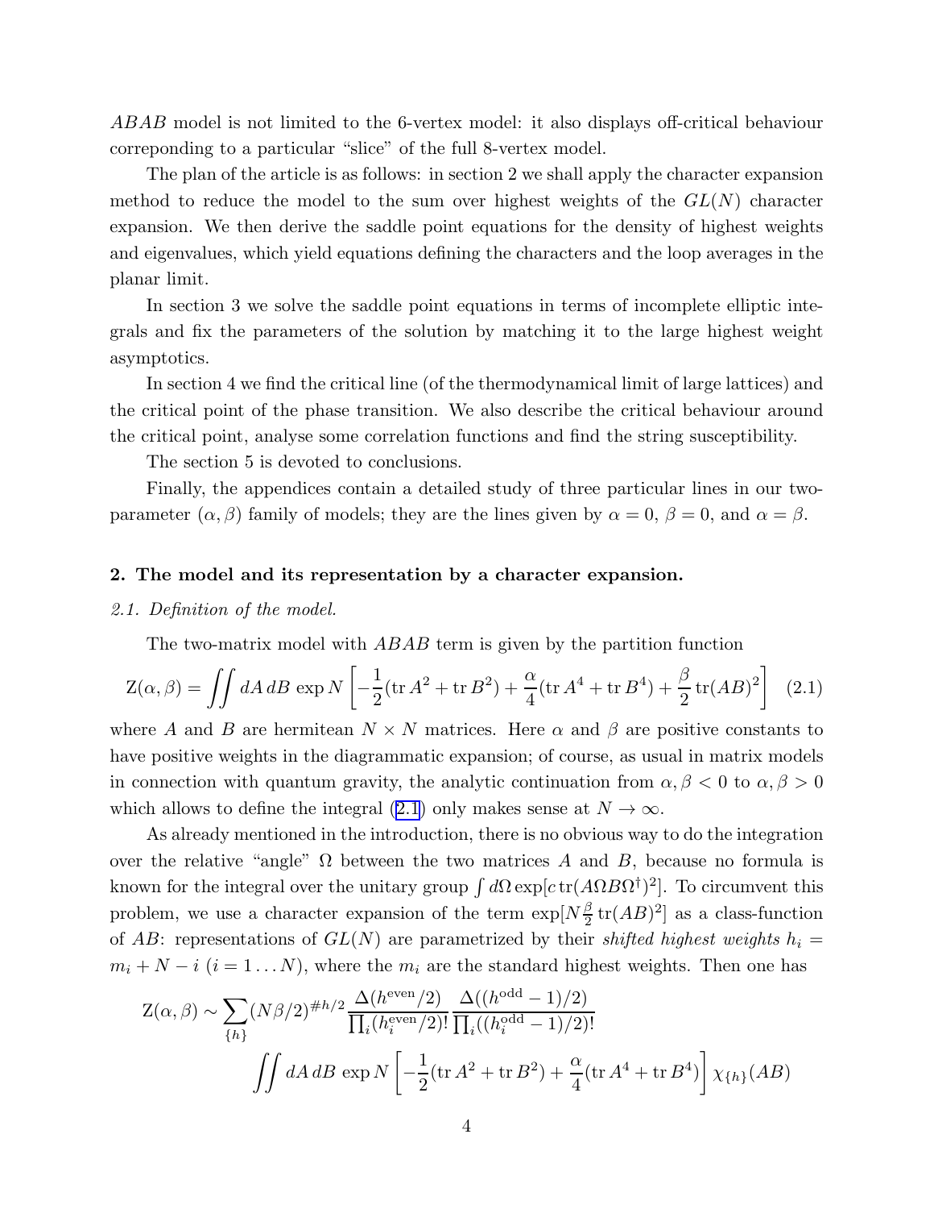*ABAB* model is not limited to the 6-vertex model: it also displays off-critical behaviour correponding to a particular "slice" of the full 8-vertex model.

The plan of the article is as follows: in section 2 we shall apply the character expansion method to reduce the model to the sum over highest weights of the $GL(N)$ character expansion. We then derive the saddle point equations for the density of highest weights and eigenvalues, which yield equations defining the characters and the loop averages in the planar limit.

In section 3 we solve the saddle point equations in terms of incomplete elliptic integrals and fix the parameters of the solution by matching it to the large highest weight asymptotics.

In section 4 we find the critical line (of the thermodynamical limit of large lattices) and the critical point of the phase transition. We also describe the critical behaviour around the critical point, analyse some correlation functions and find the string susceptibility.

The section 5 is devoted to conclusions.

Finally, the appendices contain a detailed study of three particular lines in our two-parameter $(\alpha, \beta)$ family of models; they are the lines given by $\alpha = 0$, $\beta = 0$, and $\alpha = \beta$.

## 2. The model and its representation by a character expansion.

### *2.1. Definition of the model.*

The two-matrix model with *ABAB* term is given by the partition function

$$\mathrm{Z}(\alpha, \beta) = \iint dA\, dB\, \exp N \left[ -\frac{1}{2}(\operatorname{tr} A^2 + \operatorname{tr} B^2) + \frac{\alpha}{4}(\operatorname{tr} A^4 + \operatorname{tr} B^4) + \frac{\beta}{2} \operatorname{tr}(AB)^2 \right] \quad (2.1)$$

where $A$ and $B$ are hermitean $N \times N$ matrices. Here $\alpha$ and $\beta$ are positive constants to have positive weights in the diagrammatic expansion; of course, as usual in matrix models in connection with quantum gravity, the analytic continuation from $\alpha, \beta < 0$ to $\alpha, \beta > 0$ which allows to define the integral (2.1) only makes sense at $N \to \infty$.

As already mentioned in the introduction, there is no obvious way to do the integration over the relative "angle" $\Omega$ between the two matrices $A$ and $B$, because no formula is known for the integral over the unitary group $\int d\Omega \exp[c \operatorname{tr}(A\Omega B\Omega^\dagger)^2]$. To circumvent this problem, we use a character expansion of the term $\exp[N\frac{\beta}{2} \operatorname{tr}(AB)^2]$ as a class-function of $AB$: representations of $GL(N)$ are parametrized by their *shifted highest weights* $h_i = m_i + N - i$ $(i = 1 \ldots N)$, where the $m_i$ are the standard highest weights. Then one has

$$\mathrm{Z}(\alpha, \beta) \sim \sum_{\{h\}} (N\beta/2)^{\#h/2} \frac{\Delta(h^{\mathrm{even}}/2)}{\prod_i (h_i^{\mathrm{even}}/2)!} \frac{\Delta((h^{\mathrm{odd}}-1)/2)}{\prod_i ((h_i^{\mathrm{odd}}-1)/2)!}$$
$$\iint dA\, dB\, \exp N \left[ -\frac{1}{2}(\operatorname{tr} A^2 + \operatorname{tr} B^2) + \frac{\alpha}{4}(\operatorname{tr} A^4 + \operatorname{tr} B^4) \right] \chi_{\{h\}}(AB)$$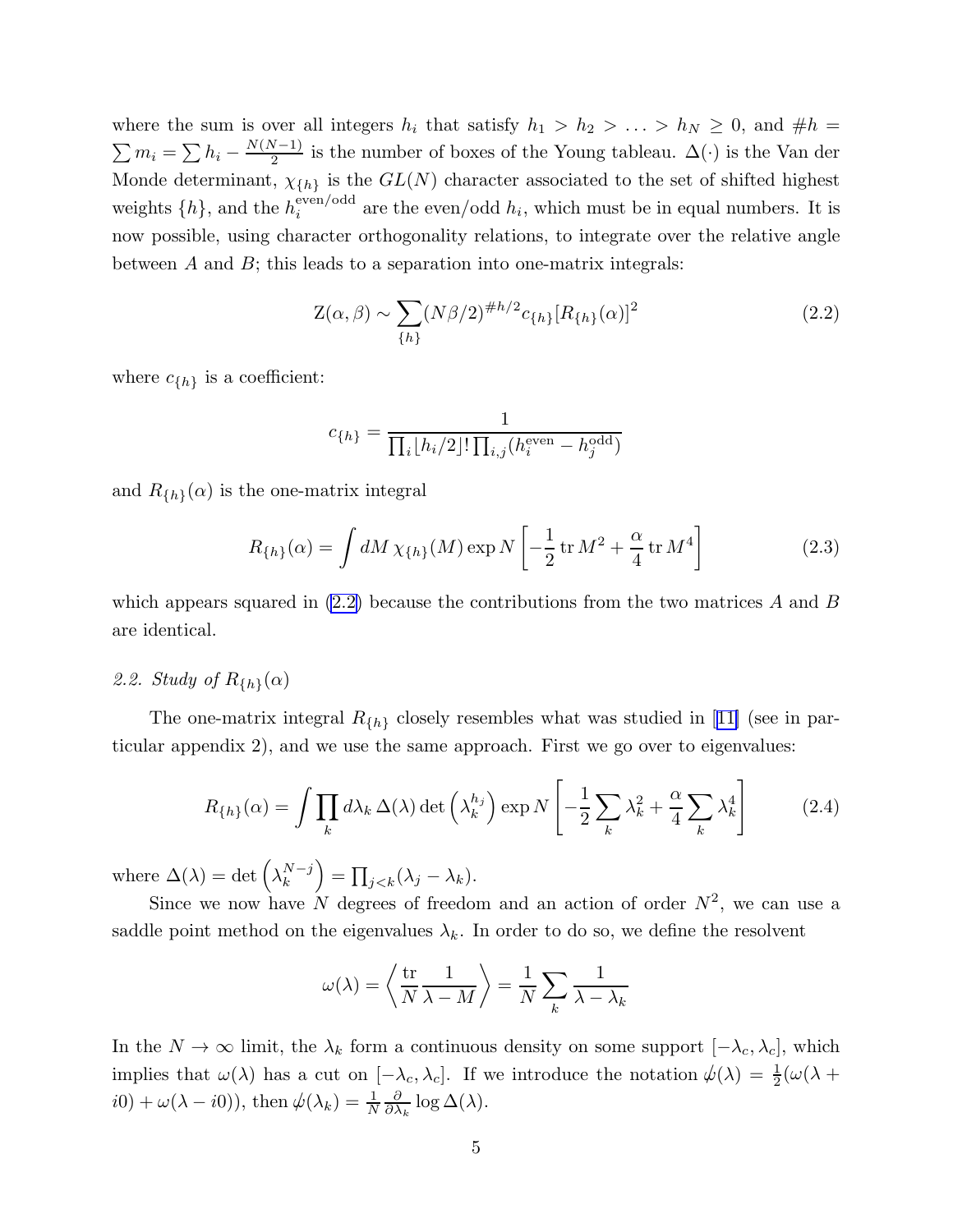where the sum is over all integers $h_i$ that satisfy $h_1 > h_2 > \ldots > h_N \geq 0$, and $\#h = \sum m_i = \sum h_i - \frac{N(N-1)}{2}$ is the number of boxes of the Young tableau. $\Delta(\cdot)$ is the Van der Monde determinant, $\chi_{\{h\}}$ is the $GL(N)$ character associated to the set of shifted highest weights $\{h\}$, and the $h_i^{\text{even/odd}}$ are the even/odd $h_i$, which must be in equal numbers. It is now possible, using character orthogonality relations, to integrate over the relative angle between $A$ and $B$; this leads to a separation into one-matrix integrals:

$$
\mathrm{Z}(\alpha, \beta) \sim \sum_{\{h\}} (N\beta/2)^{\#h/2} c_{\{h\}} [R_{\{h\}}(\alpha)]^2 \tag{2.2}
$$

where $c_{\{h\}}$ is a coefficient:

$$
c_{\{h\}} = \frac{1}{\prod_i \lfloor h_i/2 \rfloor! \prod_{i,j} (h_i^{\text{even}} - h_j^{\text{odd}})}
$$

and $R_{\{h\}}(\alpha)$ is the one-matrix integral

$$
R_{\{h\}}(\alpha) = \int dM \, \chi_{\{h\}}(M) \exp N \left[ -\frac{1}{2} \operatorname{tr} M^2 + \frac{\alpha}{4} \operatorname{tr} M^4 \right] \tag{2.3}
$$

which appears squared in (2.2) because the contributions from the two matrices $A$ and $B$ are identical.

*2.2. Study of $R_{\{h\}}(\alpha)$*

The one-matrix integral $R_{\{h\}}$ closely resembles what was studied in [11] (see in particular appendix 2), and we use the same approach. First we go over to eigenvalues:

$$
R_{\{h\}}(\alpha) = \int \prod_k d\lambda_k \, \Delta(\lambda) \det \left( \lambda_k^{h_j} \right) \exp N \left[ -\frac{1}{2} \sum_k \lambda_k^2 + \frac{\alpha}{4} \sum_k \lambda_k^4 \right] \tag{2.4}
$$

where $\Delta(\lambda) = \det \left( \lambda_k^{N-j} \right) = \prod_{j<k} (\lambda_j - \lambda_k)$.

Since we now have $N$ degrees of freedom and an action of order $N^2$, we can use a saddle point method on the eigenvalues $\lambda_k$. In order to do so, we define the resolvent

$$
\omega(\lambda) = \left\langle \frac{\operatorname{tr}}{N} \frac{1}{\lambda - M} \right\rangle = \frac{1}{N} \sum_k \frac{1}{\lambda - \lambda_k}
$$

In the $N \to \infty$ limit, the $\lambda_k$ form a continuous density on some support $[-\lambda_c, \lambda_c]$, which implies that $\omega(\lambda)$ has a cut on $[-\lambda_c, \lambda_c]$. If we introduce the notation $\omega\!\!\!/(\lambda) = \frac{1}{2}(\omega(\lambda + i0) + \omega(\lambda - i0))$, then $\omega\!\!\!/(\lambda_k) = \frac{1}{N} \frac{\partial}{\partial \lambda_k} \log \Delta(\lambda)$.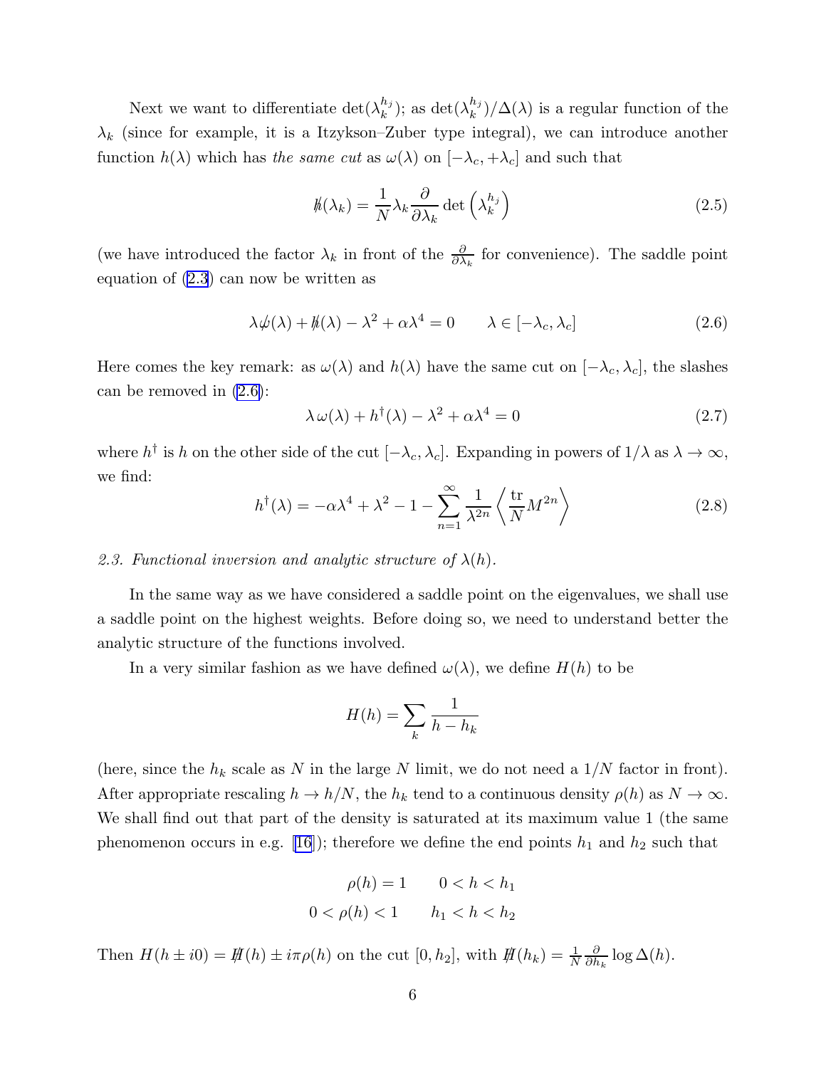Next we want to differentiate $\det(\lambda_k^{h_j})$; as $\det(\lambda_k^{h_j})/\Delta(\lambda)$ is a regular function of the $\lambda_k$ (since for example, it is a Itzykson–Zuber type integral), we can introduce another function $h(\lambda)$ which has *the same cut* as $\omega(\lambda)$ on $[-\lambda_c, +\lambda_c]$ and such that

$$\not{h}(\lambda_k) = \frac{1}{N}\lambda_k \frac{\partial}{\partial \lambda_k} \det\left(\lambda_k^{h_j}\right) \tag{2.5}$$

(we have introduced the factor $\lambda_k$ in front of the $\frac{\partial}{\partial \lambda_k}$ for convenience). The saddle point equation of (2.3) can now be written as

$$\lambda \not{\omega}(\lambda) + \not{h}(\lambda) - \lambda^2 + \alpha\lambda^4 = 0 \qquad \lambda \in [-\lambda_c, \lambda_c] \tag{2.6}$$

Here comes the key remark: as $\omega(\lambda)$ and $h(\lambda)$ have the same cut on $[-\lambda_c, \lambda_c]$, the slashes can be removed in (2.6):

$$\lambda\, \omega(\lambda) + h^\dagger(\lambda) - \lambda^2 + \alpha\lambda^4 = 0 \tag{2.7}$$

where $h^\dagger$ is $h$ on the other side of the cut $[-\lambda_c, \lambda_c]$. Expanding in powers of $1/\lambda$ as $\lambda \to \infty$, we find:

$$h^\dagger(\lambda) = -\alpha\lambda^4 + \lambda^2 - 1 - \sum_{n=1}^{\infty} \frac{1}{\lambda^{2n}} \left\langle \frac{\mathrm{tr}}{N} M^{2n} \right\rangle \tag{2.8}$$

*2.3. Functional inversion and analytic structure of $\lambda(h)$.*

In the same way as we have considered a saddle point on the eigenvalues, we shall use a saddle point on the highest weights. Before doing so, we need to understand better the analytic structure of the functions involved.

In a very similar fashion as we have defined $\omega(\lambda)$, we define $H(h)$ to be

$$H(h) = \sum_k \frac{1}{h - h_k}$$

(here, since the $h_k$ scale as $N$ in the large $N$ limit, we do not need a $1/N$ factor in front). After appropriate rescaling $h \to h/N$, the $h_k$ tend to a continuous density $\rho(h)$ as $N \to \infty$. We shall find out that part of the density is saturated at its maximum value 1 (the same phenomenon occurs in e.g. [16]); therefore we define the end points $h_1$ and $h_2$ such that

$$\rho(h) = 1 \qquad 0 < h < h_1$$
$$0 < \rho(h) < 1 \qquad h_1 < h < h_2$$

Then $H(h \pm i0) = \not{H}(h) \pm i\pi\rho(h)$ on the cut $[0, h_2]$, with $\not{H}(h_k) = \frac{1}{N}\frac{\partial}{\partial h_k} \log \Delta(h)$.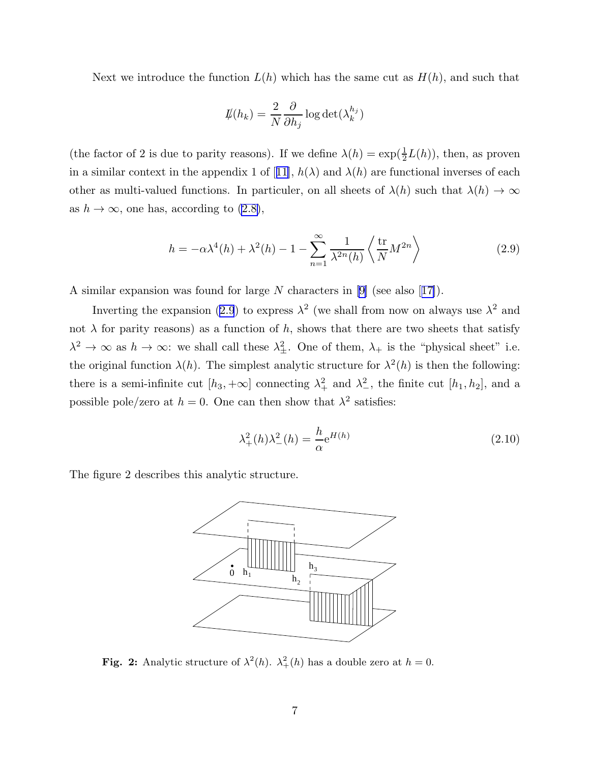Next we introduce the function $L(h)$ which has the same cut as $H(h)$, and such that

$$\not{L}(h_k) = \frac{2}{N} \frac{\partial}{\partial h_j} \log \det(\lambda_k^{h_j})$$

(the factor of 2 is due to parity reasons). If we define $\lambda(h) = \exp(\frac{1}{2}L(h))$, then, as proven in a similar context in the appendix 1 of [11], $h(\lambda)$ and $\lambda(h)$ are functional inverses of each other as multi-valued functions. In particuler, on all sheets of $\lambda(h)$ such that $\lambda(h) \to \infty$ as $h \to \infty$, one has, according to (2.8),

$$h = -\alpha\lambda^4(h) + \lambda^2(h) - 1 - \sum_{n=1}^{\infty} \frac{1}{\lambda^{2n}(h)} \left\langle \frac{\mathrm{tr}}{N} M^{2n} \right\rangle \tag{2.9}$$

A similar expansion was found for large $N$ characters in [9] (see also [17]).

Inverting the expansion (2.9) to express $\lambda^2$ (we shall from now on always use $\lambda^2$ and not $\lambda$ for parity reasons) as a function of $h$, shows that there are two sheets that satisfy $\lambda^2 \to \infty$ as $h \to \infty$: we shall call these $\lambda^2_\pm$. One of them, $\lambda_+$ is the "physical sheet" i.e. the original function $\lambda(h)$. The simplest analytic structure for $\lambda^2(h)$ is then the following: there is a semi-infinite cut $[h_3, +\infty]$ connecting $\lambda^2_+$ and $\lambda^2_-$, the finite cut $[h_1, h_2]$, and a possible pole/zero at $h = 0$. One can then show that $\lambda^2$ satisfies:

$$\lambda^2_+(h)\lambda^2_-(h) = \frac{h}{\alpha} \mathrm{e}^{H(h)} \tag{2.10}$$

The figure 2 describes this analytic structure.

**Fig. 2:** Analytic structure of $\lambda^2(h)$. $\lambda^2_+(h)$ has a double zero at $h = 0$.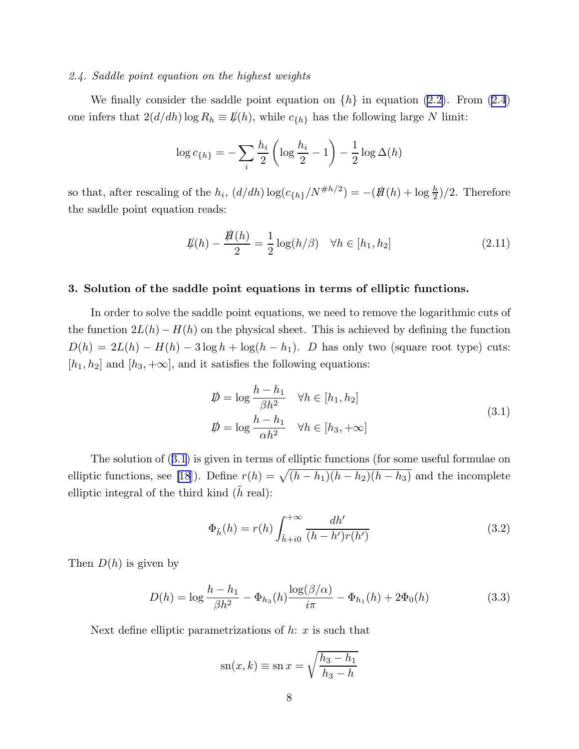*2.4. Saddle point equation on the highest weights*

We finally consider the saddle point equation on $\{h\}$ in equation (2.2). From (2.4) one infers that $2(d/dh)\log R_h \equiv \not{L}(h)$, while $c_{\{h\}}$ has the following large $N$ limit:

$$\log c_{\{h\}} = -\sum_i \frac{h_i}{2}\left(\log\frac{h_i}{2} - 1\right) - \frac{1}{2}\log\Delta(h)$$

so that, after rescaling of the $h_i$, $(d/dh)\log(c_{\{h\}}/N^{\#h/2}) = -(\not{H}(h) + \log\frac{h}{2})/2$. Therefore the saddle point equation reads:

$$\not{L}(h) - \frac{\not{H}(h)}{2} = \frac{1}{2}\log(h/\beta) \quad \forall h \in [h_1, h_2] \tag{2.11}$$

## 3. Solution of the saddle point equations in terms of elliptic functions.

In order to solve the saddle point equations, we need to remove the logarithmic cuts of the function $2L(h) - H(h)$ on the physical sheet. This is achieved by defining the function $D(h) = 2L(h) - H(h) - 3\log h + \log(h - h_1)$. $D$ has only two (square root type) cuts: $[h_1, h_2]$ and $[h_3, +\infty]$, and it satisfies the following equations:

$$\begin{aligned} \not{D} &= \log\frac{h - h_1}{\beta h^2} \quad \forall h \in [h_1, h_2] \\ \not{D} &= \log\frac{h - h_1}{\alpha h^2} \quad \forall h \in [h_3, +\infty] \end{aligned} \tag{3.1}$$

The solution of (3.1) is given in terms of elliptic functions (for some useful formulae on elliptic functions, see [18]). Define $r(h) = \sqrt{(h-h_1)(h-h_2)(h-h_3)}$ and the incomplete elliptic integral of the third kind ($\tilde{h}$ real):

$$\Phi_{\tilde{h}}(h) = r(h)\int_{\tilde{h}+i0}^{+\infty} \frac{dh'}{(h-h')r(h')} \tag{3.2}$$

Then $D(h)$ is given by

$$D(h) = \log\frac{h - h_1}{\beta h^2} - \Phi_{h_3}(h)\frac{\log(\beta/\alpha)}{i\pi} - \Phi_{h_1}(h) + 2\Phi_0(h) \tag{3.3}$$

Next define elliptic parametrizations of $h$: $x$ is such that

$$\mathrm{sn}(x, k) \equiv \mathrm{sn}\, x = \sqrt{\frac{h_3 - h_1}{h_3 - h}}$$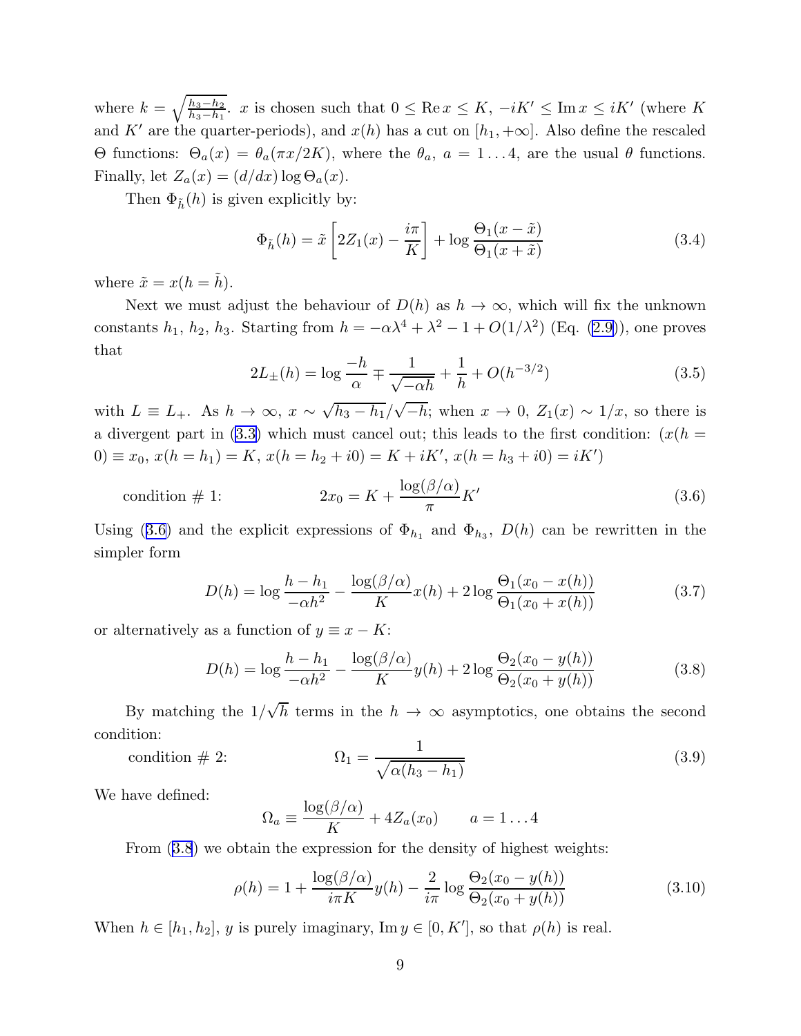where $k = \sqrt{\frac{h_3-h_2}{h_3-h_1}}$. $x$ is chosen such that $0 \le \operatorname{Re} x \le K$, $-iK' \le \operatorname{Im} x \le iK'$ (where $K$ and $K'$ are the quarter-periods), and $x(h)$ has a cut on $[h_1, +\infty]$. Also define the rescaled $\Theta$ functions: $\Theta_a(x) = \theta_a(\pi x/2K)$, where the $\theta_a$, $a = 1\ldots 4$, are the usual $\theta$ functions. Finally, let $Z_a(x) = (d/dx)\log \Theta_a(x)$.

Then $\Phi_{\tilde{h}}(h)$ is given explicitly by:

$$\Phi_{\tilde{h}}(h) = \tilde{x}\left[2Z_1(x) - \frac{i\pi}{K}\right] + \log\frac{\Theta_1(x-\tilde{x})}{\Theta_1(x+\tilde{x})} \tag{3.4}$$

where $\tilde{x} = x(h = \tilde{h})$.

Next we must adjust the behaviour of $D(h)$ as $h \to \infty$, which will fix the unknown constants $h_1$, $h_2$, $h_3$. Starting from $h = -\alpha\lambda^4 + \lambda^2 - 1 + O(1/\lambda^2)$ (Eq. (2.9)), one proves that

$$2L_\pm(h) = \log\frac{-h}{\alpha} \mp \frac{1}{\sqrt{-\alpha h}} + \frac{1}{h} + O(h^{-3/2}) \tag{3.5}$$

with $L \equiv L_+$. As $h \to \infty$, $x \sim \sqrt{h_3 - h_1}/\sqrt{-h}$; when $x \to 0$, $Z_1(x) \sim 1/x$, so there is a divergent part in (3.3) which must cancel out; this leads to the first condition: ($x(h = 0) \equiv x_0$, $x(h = h_1) = K$, $x(h = h_2 + i0) = K + iK'$, $x(h = h_3 + i0) = iK'$)

$$\text{condition \# 1:} \qquad 2x_0 = K + \frac{\log(\beta/\alpha)}{\pi}K' \tag{3.6}$$

Using (3.6) and the explicit expressions of $\Phi_{h_1}$ and $\Phi_{h_3}$, $D(h)$ can be rewritten in the simpler form

$$D(h) = \log\frac{h-h_1}{-\alpha h^2} - \frac{\log(\beta/\alpha)}{K}x(h) + 2\log\frac{\Theta_1(x_0 - x(h))}{\Theta_1(x_0 + x(h))} \tag{3.7}$$

or alternatively as a function of $y \equiv x - K$:

$$D(h) = \log\frac{h-h_1}{-\alpha h^2} - \frac{\log(\beta/\alpha)}{K}y(h) + 2\log\frac{\Theta_2(x_0 - y(h))}{\Theta_2(x_0 + y(h))} \tag{3.8}$$

By matching the $1/\sqrt{h}$ terms in the $h \to \infty$ asymptotics, one obtains the second condition:

$$\text{condition \# 2:} \qquad \Omega_1 = \frac{1}{\sqrt{\alpha(h_3 - h_1)}} \tag{3.9}$$

We have defined:

$$\Omega_a \equiv \frac{\log(\beta/\alpha)}{K} + 4Z_a(x_0) \qquad a = 1\ldots 4$$

From (3.8) we obtain the expression for the density of highest weights:

$$\rho(h) = 1 + \frac{\log(\beta/\alpha)}{i\pi K}y(h) - \frac{2}{i\pi}\log\frac{\Theta_2(x_0 - y(h))}{\Theta_2(x_0 + y(h))} \tag{3.10}$$

When $h \in [h_1, h_2]$, $y$ is purely imaginary, $\operatorname{Im} y \in [0, K']$, so that $\rho(h)$ is real.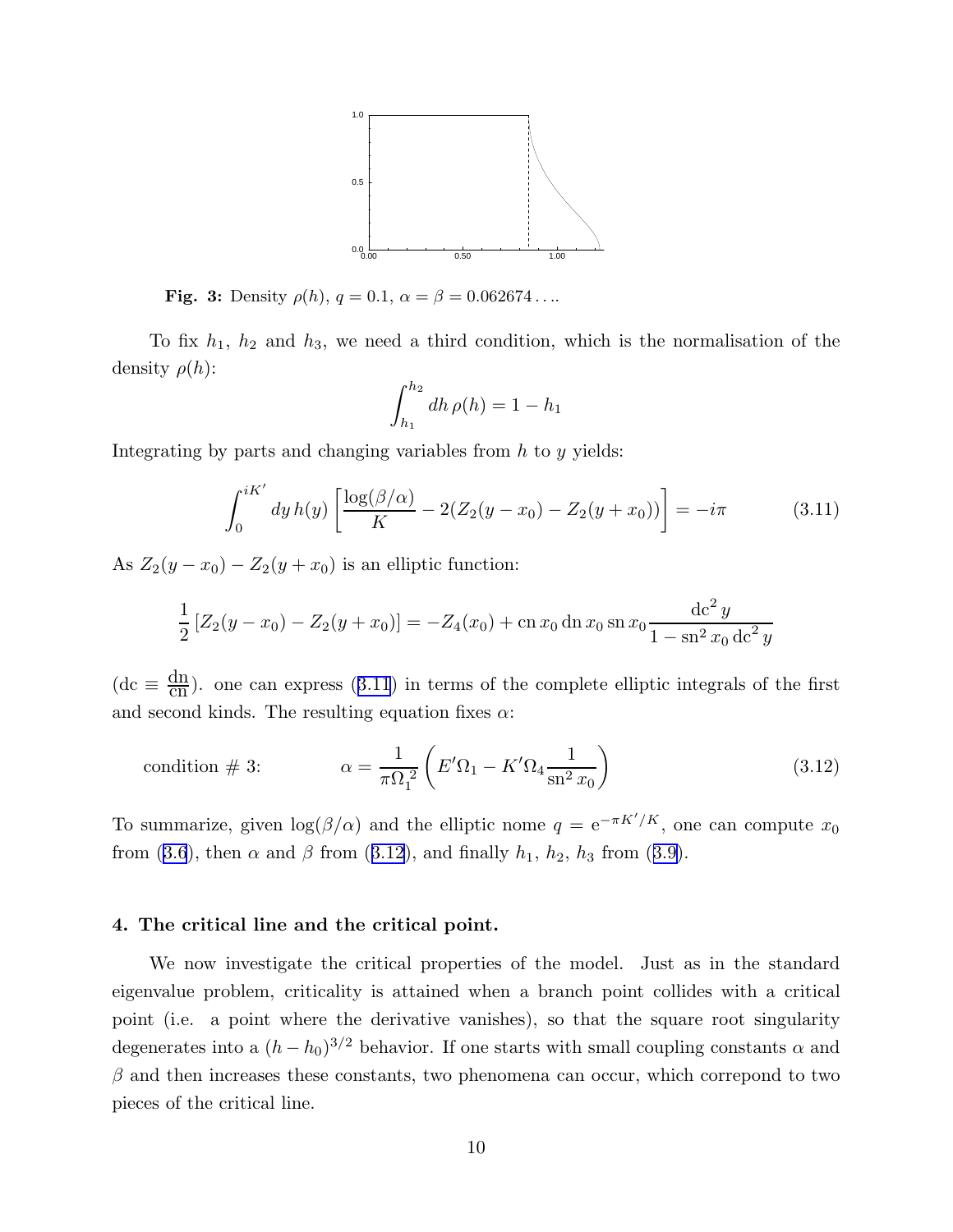**Fig. 3:** Density $\rho(h)$, $q = 0.1$, $\alpha = \beta = 0.062674\ldots$.

To fix $h_1$, $h_2$ and $h_3$, we need a third condition, which is the normalisation of the density $\rho(h)$:

$$\int_{h_1}^{h_2} dh\, \rho(h) = 1 - h_1$$

Integrating by parts and changing variables from $h$ to $y$ yields:

$$\int_0^{iK'} dy\, h(y) \left[ \frac{\log(\beta/\alpha)}{K} - 2(Z_2(y - x_0) - Z_2(y + x_0)) \right] = -i\pi \tag{3.11}$$

As $Z_2(y - x_0) - Z_2(y + x_0)$ is an elliptic function:

$$\frac{1}{2}\left[Z_2(y - x_0) - Z_2(y + x_0)\right] = -Z_4(x_0) + \operatorname{cn} x_0 \operatorname{dn} x_0 \operatorname{sn} x_0 \frac{\operatorname{dc}^2 y}{1 - \operatorname{sn}^2 x_0 \operatorname{dc}^2 y}$$

($\operatorname{dc} \equiv \frac{\operatorname{dn}}{\operatorname{cn}}$). one can express (3.11) in terms of the complete elliptic integrals of the first and second kinds. The resulting equation fixes $\alpha$:

$$\text{condition \# 3:} \qquad \alpha = \frac{1}{\pi \Omega_1^2} \left( E'\Omega_1 - K'\Omega_4 \frac{1}{\operatorname{sn}^2 x_0} \right) \tag{3.12}$$

To summarize, given $\log(\beta/\alpha)$ and the elliptic nome $q = \mathrm{e}^{-\pi K'/K}$, one can compute $x_0$ from (3.6), then $\alpha$ and $\beta$ from (3.12), and finally $h_1$, $h_2$, $h_3$ from (3.9).

## 4. The critical line and the critical point.

We now investigate the critical properties of the model. Just as in the standard eigenvalue problem, criticality is attained when a branch point collides with a critical point (i.e. a point where the derivative vanishes), so that the square root singularity degenerates into a $(h - h_0)^{3/2}$ behavior. If one starts with small coupling constants $\alpha$ and $\beta$ and then increases these constants, two phenomena can occur, which correpond to two pieces of the critical line.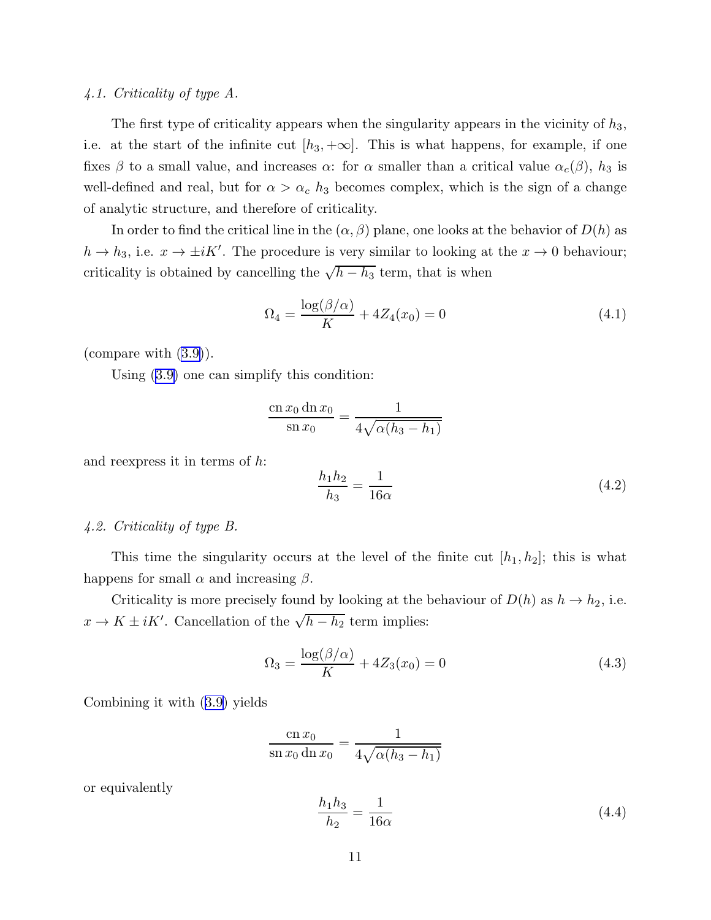*4.1. Criticality of type A.*

The first type of criticality appears when the singularity appears in the vicinity of $h_3$, i.e. at the start of the infinite cut $[h_3, +\infty]$. This is what happens, for example, if one fixes $\beta$ to a small value, and increases $\alpha$: for $\alpha$ smaller than a critical value $\alpha_c(\beta)$, $h_3$ is well-defined and real, but for $\alpha > \alpha_c$ $h_3$ becomes complex, which is the sign of a change of analytic structure, and therefore of criticality.

In order to find the critical line in the $(\alpha, \beta)$ plane, one looks at the behavior of $D(h)$ as $h \to h_3$, i.e. $x \to \pm iK'$. The procedure is very similar to looking at the $x \to 0$ behaviour; criticality is obtained by cancelling the $\sqrt{h - h_3}$ term, that is when

$$\Omega_4 = \frac{\log(\beta/\alpha)}{K} + 4Z_4(x_0) = 0 \tag{4.1}$$

(compare with (3.9)).

Using (3.9) one can simplify this condition:

$$\frac{\operatorname{cn} x_0 \operatorname{dn} x_0}{\operatorname{sn} x_0} = \frac{1}{4\sqrt{\alpha(h_3 - h_1)}}$$

and reexpress it in terms of $h$:

$$\frac{h_1 h_2}{h_3} = \frac{1}{16\alpha} \tag{4.2}$$

*4.2. Criticality of type B.*

This time the singularity occurs at the level of the finite cut $[h_1, h_2]$; this is what happens for small $\alpha$ and increasing $\beta$.

Criticality is more precisely found by looking at the behaviour of $D(h)$ as $h \to h_2$, i.e. $x \to K \pm iK'$. Cancellation of the $\sqrt{h - h_2}$ term implies:

$$\Omega_3 = \frac{\log(\beta/\alpha)}{K} + 4Z_3(x_0) = 0 \tag{4.3}$$

Combining it with (3.9) yields

$$\frac{\operatorname{cn} x_0}{\operatorname{sn} x_0 \operatorname{dn} x_0} = \frac{1}{4\sqrt{\alpha(h_3 - h_1)}}$$

or equivalently

$$\frac{h_1 h_3}{h_2} = \frac{1}{16\alpha} \tag{4.4}$$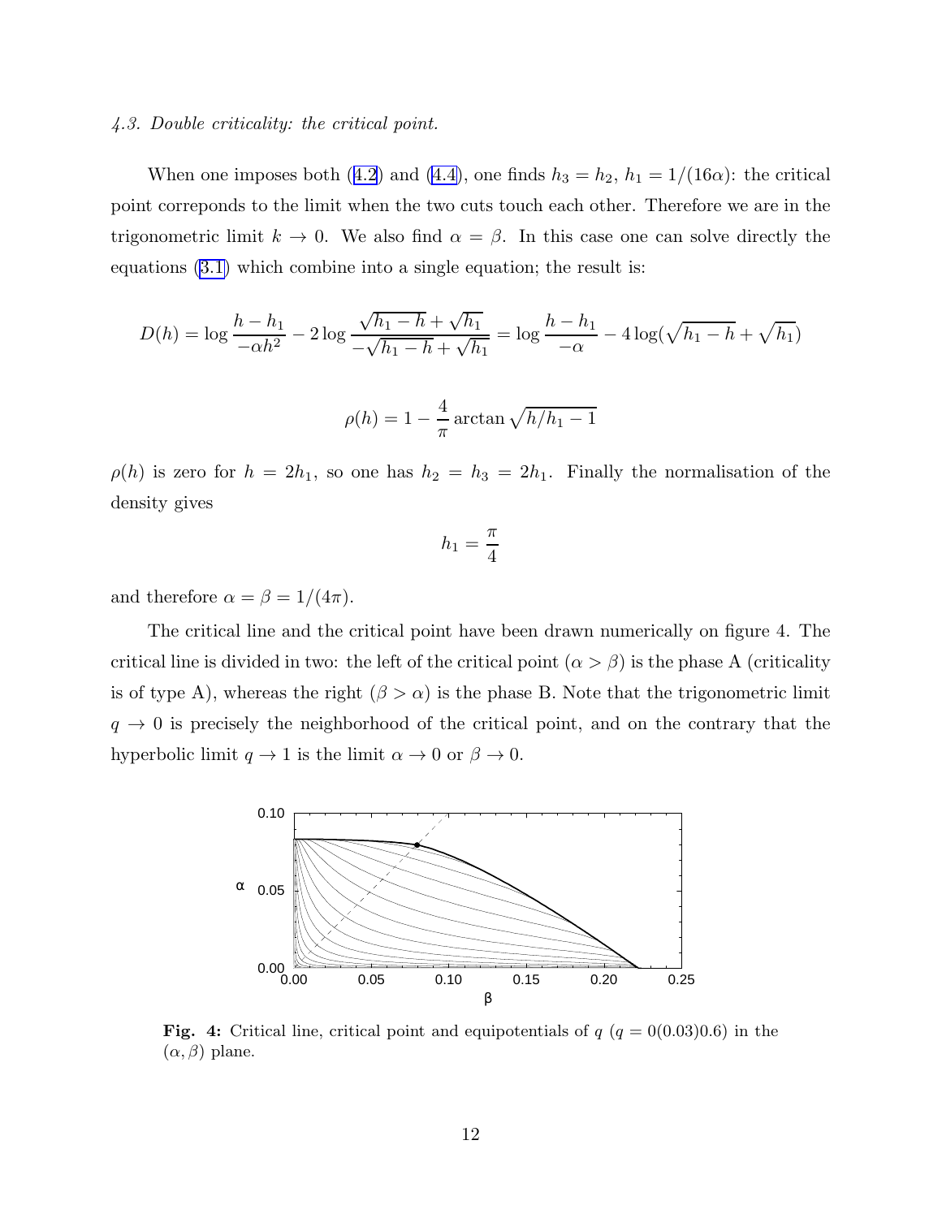*4.3. Double criticality: the critical point.*

When one imposes both (4.2) and (4.4), one finds $h_3 = h_2$, $h_1 = 1/(16\alpha)$: the critical point correponds to the limit when the two cuts touch each other. Therefore we are in the trigonometric limit $k \to 0$. We also find $\alpha = \beta$. In this case one can solve directly the equations (3.1) which combine into a single equation; the result is:

$$D(h) = \log \frac{h - h_1}{-\alpha h^2} - 2 \log \frac{\sqrt{h_1 - h} + \sqrt{h_1}}{-\sqrt{h_1 - h} + \sqrt{h_1}} = \log \frac{h - h_1}{-\alpha} - 4 \log(\sqrt{h_1 - h} + \sqrt{h_1})$$

$$\rho(h) = 1 - \frac{4}{\pi} \arctan \sqrt{h/h_1 - 1}$$

$\rho(h)$ is zero for $h = 2h_1$, so one has $h_2 = h_3 = 2h_1$. Finally the normalisation of the density gives

$$h_1 = \frac{\pi}{4}$$

and therefore $\alpha = \beta = 1/(4\pi)$.

The critical line and the critical point have been drawn numerically on figure 4. The critical line is divided in two: the left of the critical point ($\alpha > \beta$) is the phase A (criticality is of type A), whereas the right ($\beta > \alpha$) is the phase B. Note that the trigonometric limit $q \to 0$ is precisely the neighborhood of the critical point, and on the contrary that the hyperbolic limit $q \to 1$ is the limit $\alpha \to 0$ or $\beta \to 0$.

**Fig. 4:** Critical line, critical point and equipotentials of $q$ ($q = 0(0.03)0.6$) in the $(\alpha, \beta)$ plane.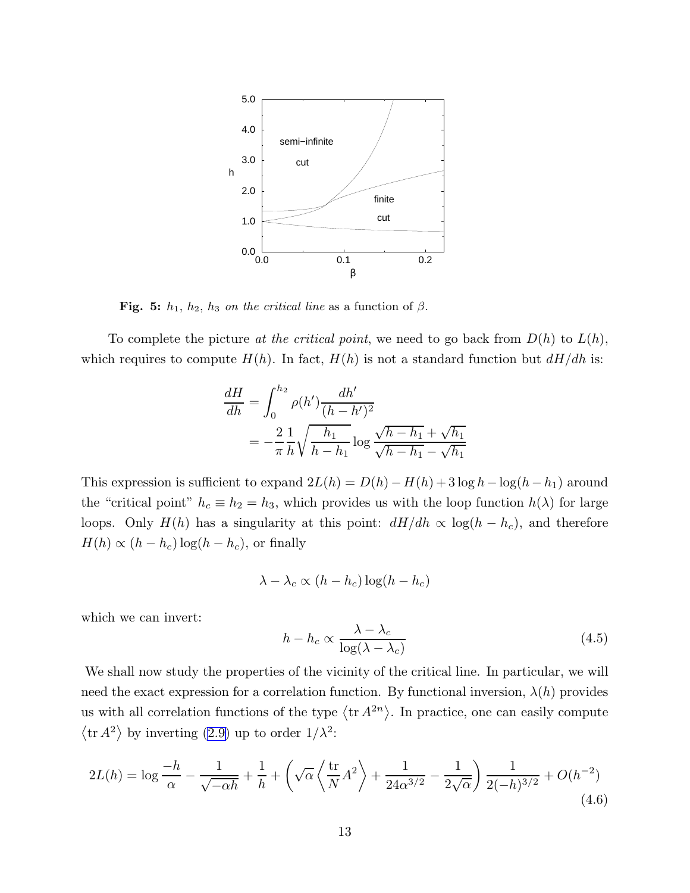**Fig. 5:** $h_1$, $h_2$, $h_3$ *on the critical line* as a function of $\beta$.

To complete the picture *at the critical point*, we need to go back from $D(h)$ to $L(h)$, which requires to compute $H(h)$. In fact, $H(h)$ is not a standard function but $dH/dh$ is:

$$
\begin{aligned}
\frac{dH}{dh} &= \int_0^{h_2} \rho(h') \frac{dh'}{(h-h')^2} \\
&= -\frac{2}{\pi}\frac{1}{h}\sqrt{\frac{h_1}{h-h_1}} \log \frac{\sqrt{h-h_1}+\sqrt{h_1}}{\sqrt{h-h_1}-\sqrt{h_1}}
\end{aligned}
$$

This expression is sufficient to expand $2L(h) = D(h) - H(h) + 3\log h - \log(h-h_1)$ around the "critical point" $h_c \equiv h_2 = h_3$, which provides us with the loop function $h(\lambda)$ for large loops. Only $H(h)$ has a singularity at this point: $dH/dh \propto \log(h-h_c)$, and therefore $H(h) \propto (h-h_c)\log(h-h_c)$, or finally

$$
\lambda - \lambda_c \propto (h-h_c)\log(h-h_c)
$$

which we can invert:

$$
h - h_c \propto \frac{\lambda - \lambda_c}{\log(\lambda - \lambda_c)} \tag{4.5}
$$

We shall now study the properties of the vicinity of the critical line. In particular, we will need the exact expression for a correlation function. By functional inversion, $\lambda(h)$ provides us with all correlation functions of the type $\left\langle \operatorname{tr} A^{2n} \right\rangle$. In practice, one can easily compute $\left\langle \operatorname{tr} A^2 \right\rangle$ by inverting (2.9) up to order $1/\lambda^2$:

$$
2L(h) = \log\frac{-h}{\alpha} - \frac{1}{\sqrt{-\alpha h}} + \frac{1}{h} + \left( \sqrt{\alpha} \left\langle \frac{\operatorname{tr}}{N} A^2 \right\rangle + \frac{1}{24\alpha^{3/2}} - \frac{1}{2\sqrt{\alpha}} \right) \frac{1}{2(-h)^{3/2}} + O(h^{-2}) \tag{4.6}
$$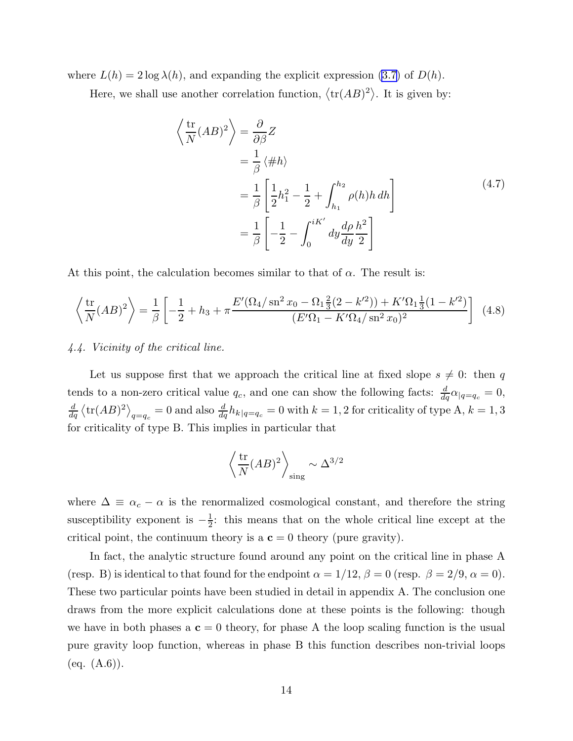where $L(h) = 2\log\lambda(h)$, and expanding the explicit expression (3.7) of $D(h)$.

Here, we shall use another correlation function, $\langle \mathrm{tr}(AB)^2 \rangle$. It is given by:

$$
\begin{aligned}
\left\langle \frac{\mathrm{tr}}{N}(AB)^2 \right\rangle &= \frac{\partial}{\partial \beta} Z \\
&= \frac{1}{\beta} \langle \# h \rangle \\
&= \frac{1}{\beta}\left[ \frac{1}{2}h_1^2 - \frac{1}{2} + \int_{h_1}^{h_2} \rho(h) h \, dh \right] \\
&= \frac{1}{\beta}\left[ -\frac{1}{2} - \int_0^{iK'} dy \frac{d\rho}{dy}\frac{h^2}{2} \right]
\end{aligned}
\tag{4.7}
$$

At this point, the calculation becomes similar to that of $\alpha$. The result is:

$$
\left\langle \frac{\mathrm{tr}}{N}(AB)^2 \right\rangle = \frac{1}{\beta}\left[ -\frac{1}{2} + h_3 + \pi \frac{E'(\Omega_4/\operatorname{sn}^2 x_0 - \Omega_1 \frac{2}{3}(2-k'^2)) + K'\Omega_1 \frac{1}{3}(1-k'^2)}{(E'\Omega_1 - K'\Omega_4/\operatorname{sn}^2 x_0)^2} \right] \tag{4.8}
$$

*4.4. Vicinity of the critical line.*

Let us suppose first that we approach the critical line at fixed slope $s \neq 0$: then $q$ tends to a non-zero critical value $q_c$, and one can show the following facts: $\frac{d}{dq}\alpha_{|q=q_c} = 0$, $\frac{d}{dq}\left\langle \mathrm{tr}(AB)^2 \right\rangle_{q=q_c} = 0$ and also $\frac{d}{dq}h_{k|q=q_c} = 0$ with $k=1,2$ for criticality of type A, $k=1,3$ for criticality of type B. This implies in particular that

$$
\left\langle \frac{\mathrm{tr}}{N}(AB)^2 \right\rangle_{\mathrm{sing}} \sim \Delta^{3/2}
$$

where $\Delta \equiv \alpha_c - \alpha$ is the renormalized cosmological constant, and therefore the string susceptibility exponent is $-\frac{1}{2}$: this means that on the whole critical line except at the critical point, the continuum theory is a $\mathbf{c}=0$ theory (pure gravity).

In fact, the analytic structure found around any point on the critical line in phase A (resp. B) is identical to that found for the endpoint $\alpha = 1/12$, $\beta = 0$ (resp. $\beta = 2/9$, $\alpha = 0$). These two particular points have been studied in detail in appendix A. The conclusion one draws from the more explicit calculations done at these points is the following: though we have in both phases a $\mathbf{c}=0$ theory, for phase A the loop scaling function is the usual pure gravity loop function, whereas in phase B this function describes non-trivial loops (eq. (A.6)).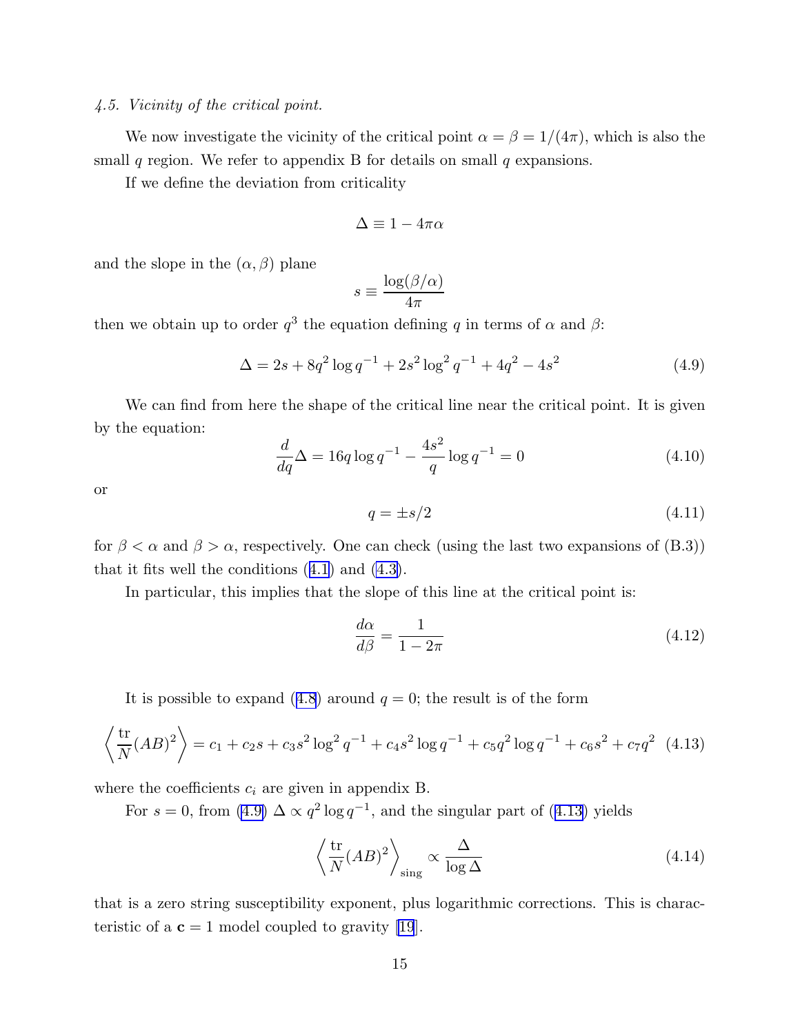*4.5. Vicinity of the critical point.*

We now investigate the vicinity of the critical point $\alpha = \beta = 1/(4\pi)$, which is also the small $q$ region. We refer to appendix B for details on small $q$ expansions.

If we define the deviation from criticality

$$\Delta \equiv 1 - 4\pi\alpha$$

and the slope in the $(\alpha, \beta)$ plane

$$s \equiv \frac{\log(\beta/\alpha)}{4\pi}$$

then we obtain up to order $q^3$ the equation defining $q$ in terms of $\alpha$ and $\beta$:

$$\Delta = 2s + 8q^2 \log q^{-1} + 2s^2 \log^2 q^{-1} + 4q^2 - 4s^2 \tag{4.9}$$

We can find from here the shape of the critical line near the critical point. It is given by the equation:

$$\frac{d}{dq}\Delta = 16q \log q^{-1} - \frac{4s^2}{q} \log q^{-1} = 0 \tag{4.10}$$

or

$$q = \pm s/2 \tag{4.11}$$

for $\beta < \alpha$ and $\beta > \alpha$, respectively. One can check (using the last two expansions of (B.3)) that it fits well the conditions (4.1) and (4.3).

In particular, this implies that the slope of this line at the critical point is:

$$\frac{d\alpha}{d\beta} = \frac{1}{1 - 2\pi} \tag{4.12}$$

It is possible to expand (4.8) around $q = 0$; the result is of the form

$$\left\langle \frac{\mathrm{tr}}{N}(AB)^2 \right\rangle = c_1 + c_2 s + c_3 s^2 \log^2 q^{-1} + c_4 s^2 \log q^{-1} + c_5 q^2 \log q^{-1} + c_6 s^2 + c_7 q^2 \tag{4.13}$$

where the coefficients $c_i$ are given in appendix B.

For $s = 0$, from (4.9) $\Delta \propto q^2 \log q^{-1}$, and the singular part of (4.13) yields

$$\left\langle \frac{\mathrm{tr}}{N}(AB)^2 \right\rangle_{\mathrm{sing}} \propto \frac{\Delta}{\log \Delta} \tag{4.14}$$

that is a zero string susceptibility exponent, plus logarithmic corrections. This is characteristic of a $\mathbf{c} = 1$ model coupled to gravity [19].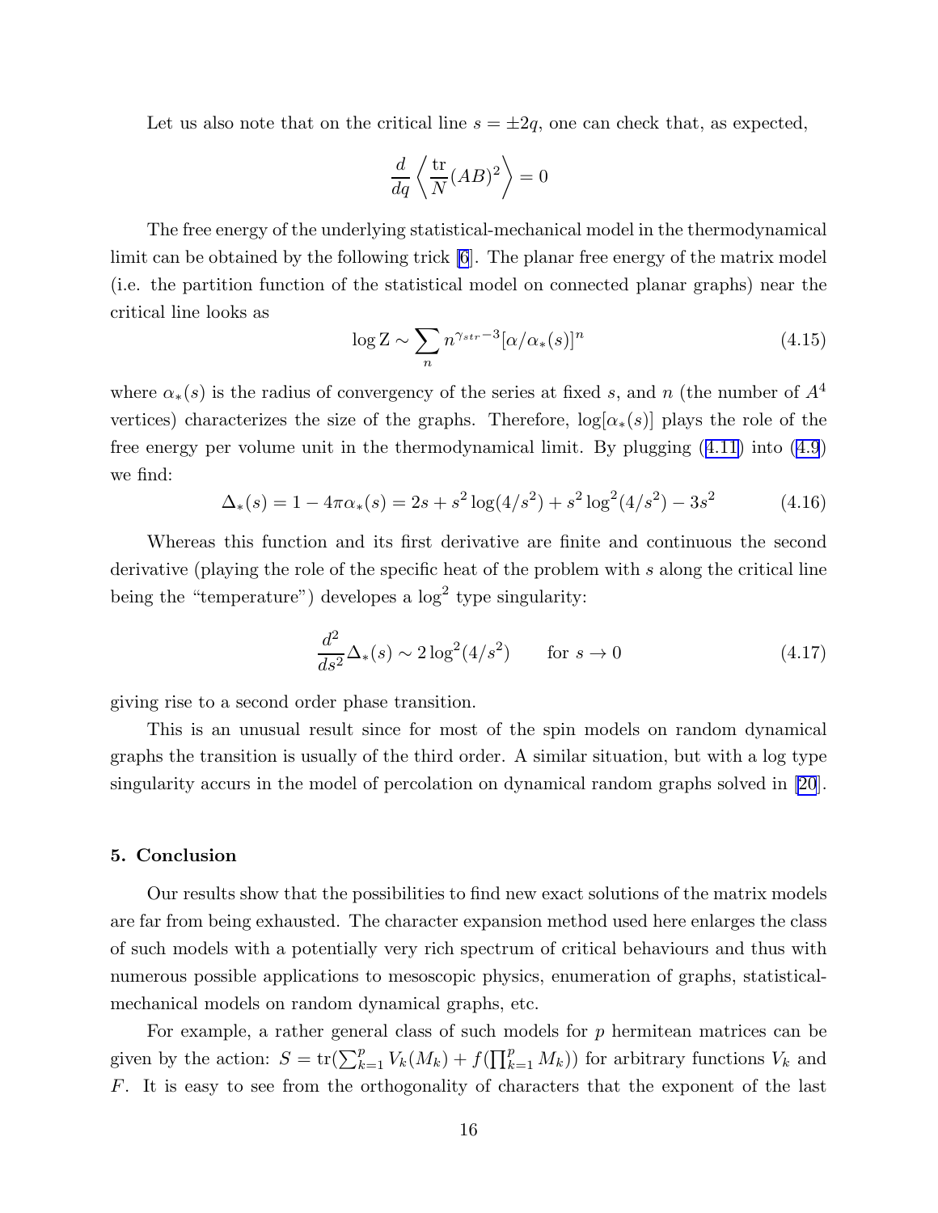Let us also note that on the critical line $s = \pm 2q$, one can check that, as expected,

$$\frac{d}{dq}\left\langle \frac{\mathrm{tr}}{N}(AB)^2 \right\rangle = 0$$

The free energy of the underlying statistical-mechanical model in the thermodynamical limit can be obtained by the following trick [6]. The planar free energy of the matrix model (i.e. the partition function of the statistical model on connected planar graphs) near the critical line looks as

$$\log \mathrm{Z} \sim \sum_n n^{\gamma_{str}-3}[\alpha/\alpha_*(s)]^n \tag{4.15}$$

where $\alpha_*(s)$ is the radius of convergency of the series at fixed $s$, and $n$ (the number of $A^4$ vertices) characterizes the size of the graphs. Therefore, $\log[\alpha_*(s)]$ plays the role of the free energy per volume unit in the thermodynamical limit. By plugging (4.11) into (4.9) we find:

$$\Delta_*(s) = 1 - 4\pi\alpha_*(s) = 2s + s^2\log(4/s^2) + s^2\log^2(4/s^2) - 3s^2 \tag{4.16}$$

Whereas this function and its first derivative are finite and continuous the second derivative (playing the role of the specific heat of the problem with $s$ along the critical line being the "temperature") developes a $\log^2$ type singularity:

$$\frac{d^2}{ds^2}\Delta_*(s) \sim 2\log^2(4/s^2) \qquad \text{for } s \to 0 \tag{4.17}$$

giving rise to a second order phase transition.

This is an unusual result since for most of the spin models on random dynamical graphs the transition is usually of the third order. A similar situation, but with a log type singularity accurs in the model of percolation on dynamical random graphs solved in [20].

## 5. Conclusion

Our results show that the possibilities to find new exact solutions of the matrix models are far from being exhausted. The character expansion method used here enlarges the class of such models with a potentially very rich spectrum of critical behaviours and thus with numerous possible applications to mesoscopic physics, enumeration of graphs, statistical-mechanical models on random dynamical graphs, etc.

For example, a rather general class of such models for $p$ hermitean matrices can be given by the action: $S = \mathrm{tr}(\sum_{k=1}^{p} V_k(M_k) + f(\prod_{k=1}^{p} M_k))$ for arbitrary functions $V_k$ and $F$. It is easy to see from the orthogonality of characters that the exponent of the last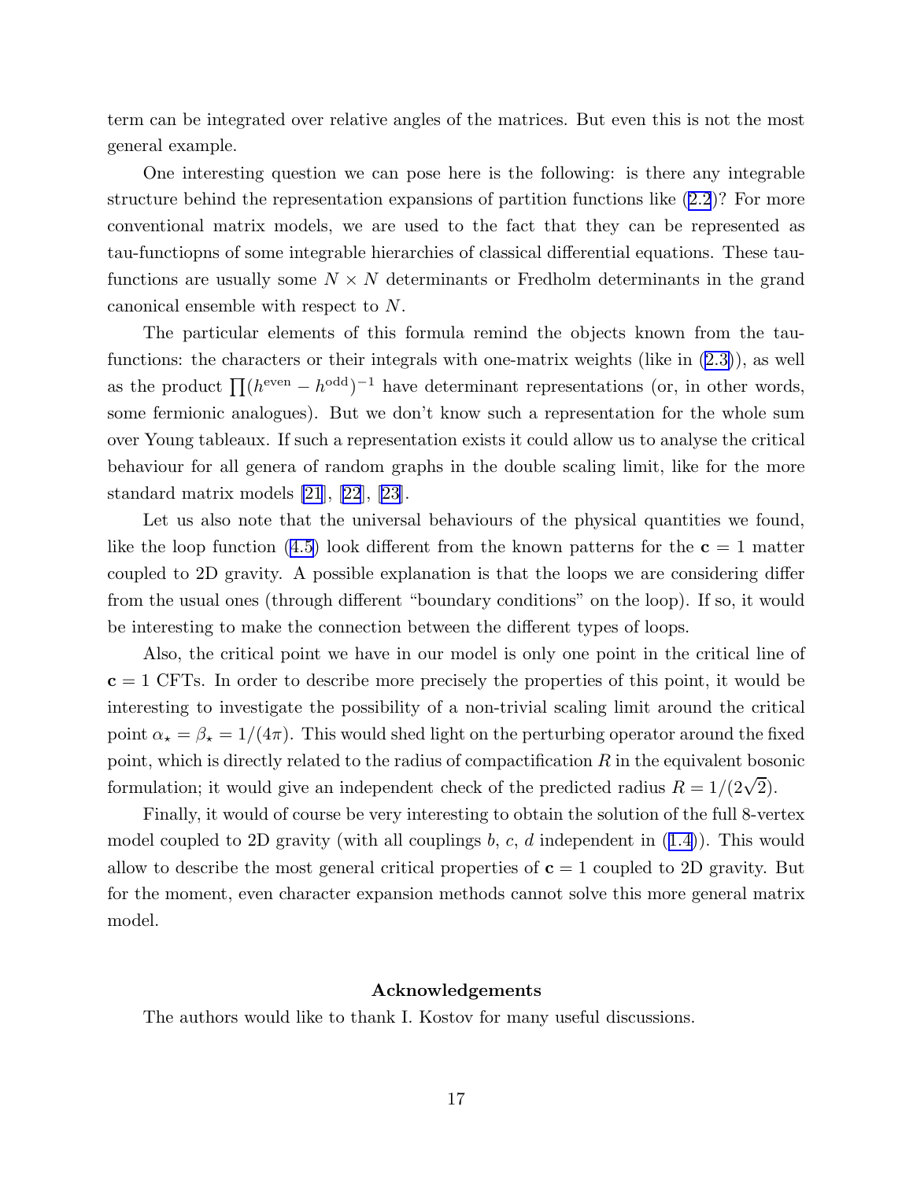term can be integrated over relative angles of the matrices. But even this is not the most general example.

One interesting question we can pose here is the following: is there any integrable structure behind the representation expansions of partition functions like (2.2)? For more conventional matrix models, we are used to the fact that they can be represented as tau-functiopns of some integrable hierarchies of classical differential equations. These tau-functions are usually some $N \times N$ determinants or Fredholm determinants in the grand canonical ensemble with respect to $N$.

The particular elements of this formula remind the objects known from the tau-functions: the characters or their integrals with one-matrix weights (like in (2.3)), as well as the product $\prod(h^{\rm even} - h^{\rm odd})^{-1}$ have determinant representations (or, in other words, some fermionic analogues). But we don't know such a representation for the whole sum over Young tableaux. If such a representation exists it could allow us to analyse the critical behaviour for all genera of random graphs in the double scaling limit, like for the more standard matrix models [21], [22], [23].

Let us also note that the universal behaviours of the physical quantities we found, like the loop function (4.5) look different from the known patterns for the $\mathbf{c} = 1$ matter coupled to 2D gravity. A possible explanation is that the loops we are considering differ from the usual ones (through different "boundary conditions" on the loop). If so, it would be interesting to make the connection between the different types of loops.

Also, the critical point we have in our model is only one point in the critical line of $\mathbf{c} = 1$ CFTs. In order to describe more precisely the properties of this point, it would be interesting to investigate the possibility of a non-trivial scaling limit around the critical point $\alpha_\star = \beta_\star = 1/(4\pi)$. This would shed light on the perturbing operator around the fixed point, which is directly related to the radius of compactification $R$ in the equivalent bosonic formulation; it would give an independent check of the predicted radius $R = 1/(2\sqrt{2})$.

Finally, it would of course be very interesting to obtain the solution of the full 8-vertex model coupled to 2D gravity (with all couplings $b$, $c$, $d$ independent in (1.4)). This would allow to describe the most general critical properties of $\mathbf{c} = 1$ coupled to 2D gravity. But for the moment, even character expansion methods cannot solve this more general matrix model.

### Acknowledgements

The authors would like to thank I. Kostov for many useful discussions.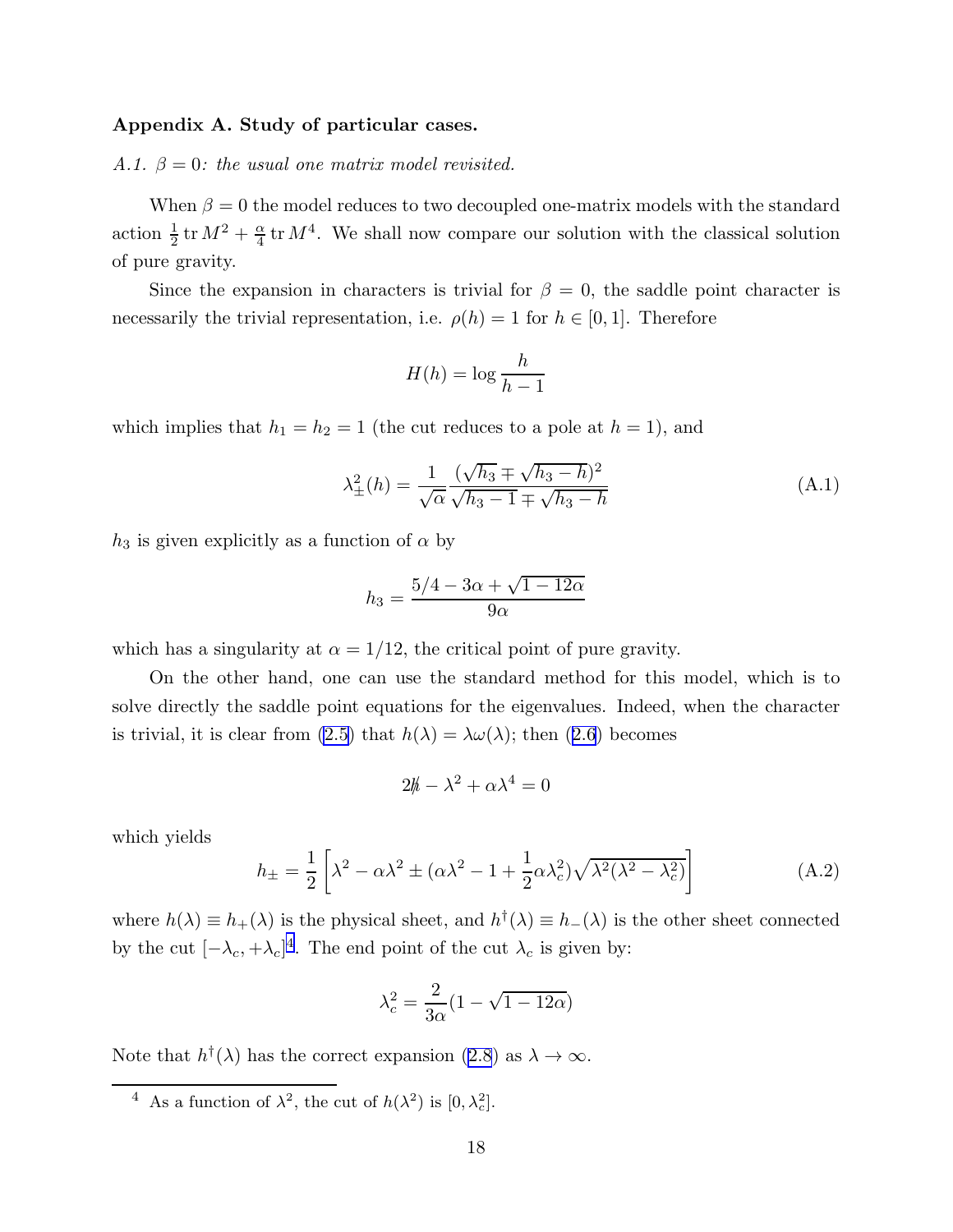**Appendix A. Study of particular cases.**

*A.1. $\beta = 0$: the usual one matrix model revisited.*

When $\beta = 0$ the model reduces to two decoupled one-matrix models with the standard action $\frac{1}{2}\operatorname{tr} M^2 + \frac{\alpha}{4}\operatorname{tr} M^4$. We shall now compare our solution with the classical solution of pure gravity.

Since the expansion in characters is trivial for $\beta = 0$, the saddle point character is necessarily the trivial representation, i.e. $\rho(h) = 1$ for $h \in [0, 1]$. Therefore

$$H(h) = \log \frac{h}{h-1}$$

which implies that $h_1 = h_2 = 1$ (the cut reduces to a pole at $h = 1$), and

$$\lambda_\pm^2(h) = \frac{1}{\sqrt{\alpha}} \frac{(\sqrt{h_3} \mp \sqrt{h_3 - h})^2}{\sqrt{h_3 - 1} \mp \sqrt{h_3 - h}} \tag{A.1}$$

$h_3$ is given explicitly as a function of $\alpha$ by

$$h_3 = \frac{5/4 - 3\alpha + \sqrt{1 - 12\alpha}}{9\alpha}$$

which has a singularity at $\alpha = 1/12$, the critical point of pure gravity.

On the other hand, one can use the standard method for this model, which is to solve directly the saddle point equations for the eigenvalues. Indeed, when the character is trivial, it is clear from (2.5) that $h(\lambda) = \lambda\omega(\lambda)$; then (2.6) becomes

$$2\not{h} - \lambda^2 + \alpha\lambda^4 = 0$$

which yields

$$h_\pm = \frac{1}{2}\left[\lambda^2 - \alpha\lambda^2 \pm (\alpha\lambda^2 - 1 + \frac{1}{2}\alpha\lambda_c^2)\sqrt{\lambda^2(\lambda^2 - \lambda_c^2)}\right] \tag{A.2}$$

where $h(\lambda) \equiv h_+(\lambda)$ is the physical sheet, and $h^\dagger(\lambda) \equiv h_-(\lambda)$ is the other sheet connected by the cut $[-\lambda_c, +\lambda_c]$[4]. The end point of the cut $\lambda_c$ is given by:

$$\lambda_c^2 = \frac{2}{3\alpha}(1 - \sqrt{1 - 12\alpha})$$

Note that $h^\dagger(\lambda)$ has the correct expansion (2.8) as $\lambda \to \infty$.

---

[4] As a function of $\lambda^2$, the cut of $h(\lambda^2)$ is $[0, \lambda_c^2]$.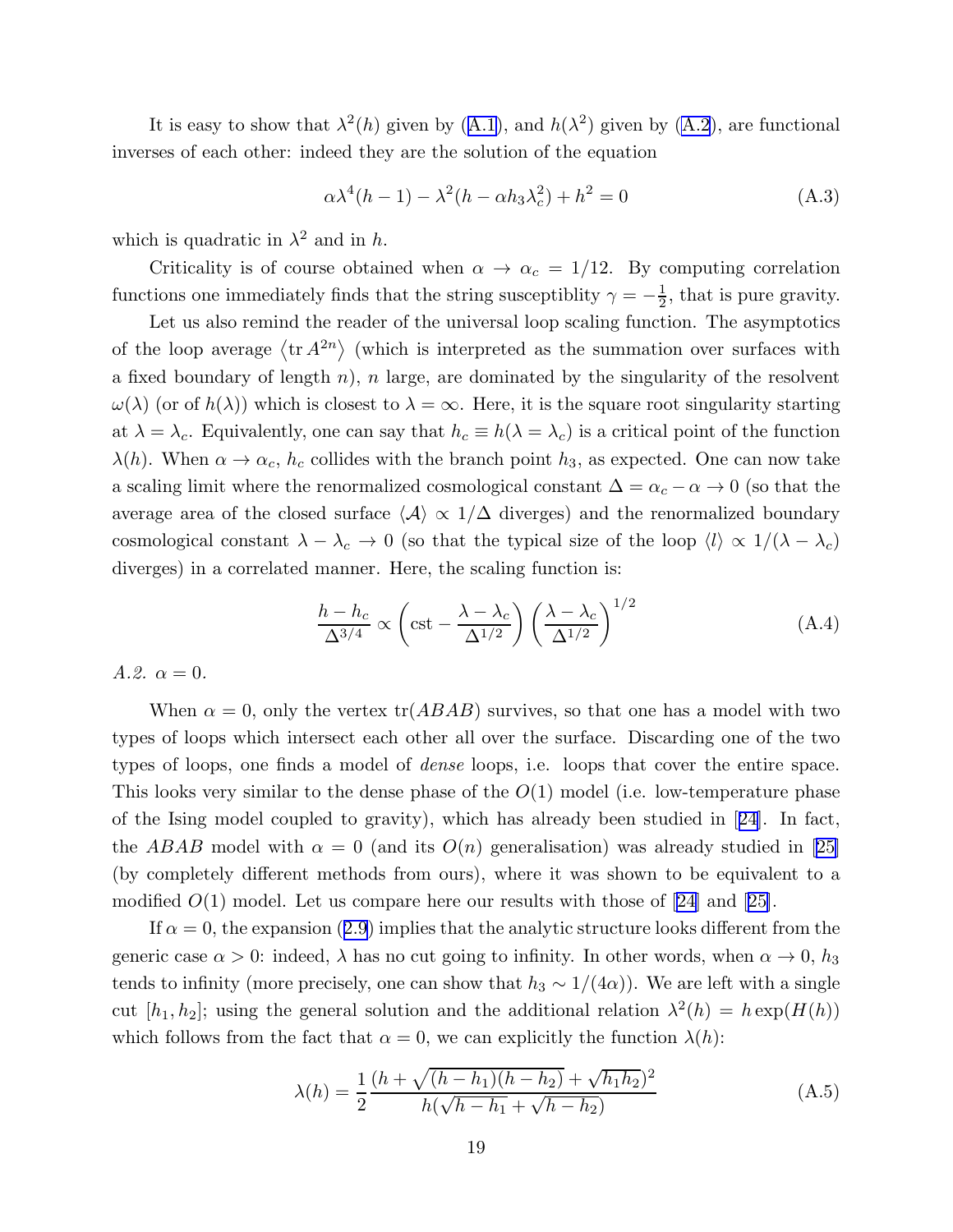It is easy to show that $\lambda^2(h)$ given by (A.1), and $h(\lambda^2)$ given by (A.2), are functional inverses of each other: indeed they are the solution of the equation

$$\alpha\lambda^4(h-1) - \lambda^2(h - \alpha h_3 \lambda_c^2) + h^2 = 0 \tag{A.3}$$

which is quadratic in $\lambda^2$ and in $h$.

Criticality is of course obtained when $\alpha \to \alpha_c = 1/12$. By computing correlation functions one immediately finds that the string susceptiblity $\gamma = -\frac{1}{2}$, that is pure gravity.

Let us also remind the reader of the universal loop scaling function. The asymptotics of the loop average $\langle \operatorname{tr} A^{2n} \rangle$ (which is interpreted as the summation over surfaces with a fixed boundary of length $n$), $n$ large, are dominated by the singularity of the resolvent $\omega(\lambda)$ (or of $h(\lambda)$) which is closest to $\lambda = \infty$. Here, it is the square root singularity starting at $\lambda = \lambda_c$. Equivalently, one can say that $h_c \equiv h(\lambda = \lambda_c)$ is a critical point of the function $\lambda(h)$. When $\alpha \to \alpha_c$, $h_c$ collides with the branch point $h_3$, as expected. One can now take a scaling limit where the renormalized cosmological constant $\Delta = \alpha_c - \alpha \to 0$ (so that the average area of the closed surface $\langle \mathcal{A} \rangle \propto 1/\Delta$ diverges) and the renormalized boundary cosmological constant $\lambda - \lambda_c \to 0$ (so that the typical size of the loop $\langle l \rangle \propto 1/(\lambda - \lambda_c)$ diverges) in a correlated manner. Here, the scaling function is:

$$\frac{h - h_c}{\Delta^{3/4}} \propto \left( \text{cst} - \frac{\lambda - \lambda_c}{\Delta^{1/2}} \right) \left( \frac{\lambda - \lambda_c}{\Delta^{1/2}} \right)^{1/2} \tag{A.4}$$

*A.2.* $\alpha = 0$.

When $\alpha = 0$, only the vertex $\operatorname{tr}(ABAB)$ survives, so that one has a model with two types of loops which intersect each other all over the surface. Discarding one of the two types of loops, one finds a model of *dense* loops, i.e. loops that cover the entire space. This looks very similar to the dense phase of the $O(1)$ model (i.e. low-temperature phase of the Ising model coupled to gravity), which has already been studied in [24]. In fact, the $ABAB$ model with $\alpha = 0$ (and its $O(n)$ generalisation) was already studied in [25] (by completely different methods from ours), where it was shown to be equivalent to a modified $O(1)$ model. Let us compare here our results with those of [24] and [25].

If $\alpha = 0$, the expansion (2.9) implies that the analytic structure looks different from the generic case $\alpha > 0$: indeed, $\lambda$ has no cut going to infinity. In other words, when $\alpha \to 0$, $h_3$ tends to infinity (more precisely, one can show that $h_3 \sim 1/(4\alpha)$). We are left with a single cut $[h_1, h_2]$; using the general solution and the additional relation $\lambda^2(h) = h \exp(H(h))$ which follows from the fact that $\alpha = 0$, we can explicitly the function $\lambda(h)$:

$$\lambda(h) = \frac{1}{2} \frac{(h + \sqrt{(h-h_1)(h-h_2)} + \sqrt{h_1 h_2})^2}{h(\sqrt{h-h_1} + \sqrt{h-h_2})} \tag{A.5}$$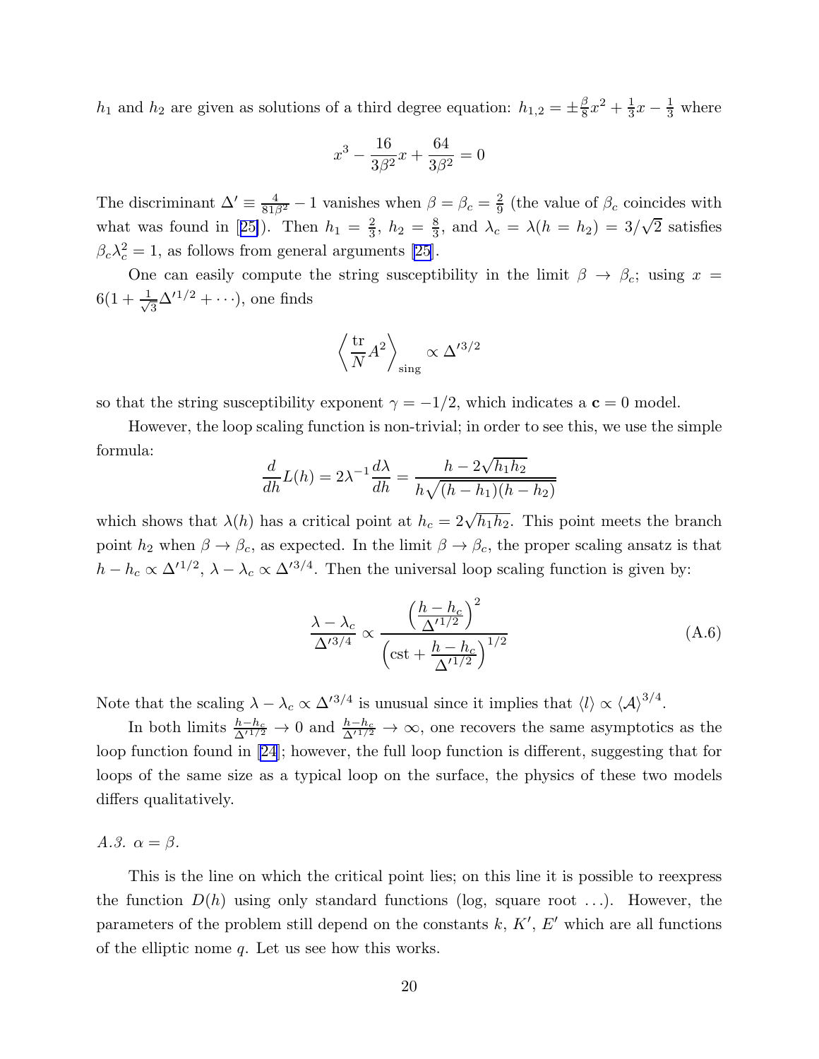$h_1$ and $h_2$ are given as solutions of a third degree equation: $h_{1,2} = \pm\frac{\beta}{8}x^2 + \frac{1}{3}x - \frac{1}{3}$ where

$$x^3 - \frac{16}{3\beta^2}x + \frac{64}{3\beta^2} = 0$$

The discriminant $\Delta' \equiv \frac{4}{81\beta^2} - 1$ vanishes when $\beta = \beta_c = \frac{2}{9}$ (the value of $\beta_c$ coincides with what was found in [25]). Then $h_1 = \frac{2}{3}$, $h_2 = \frac{8}{3}$, and $\lambda_c = \lambda(h = h_2) = 3/\sqrt{2}$ satisfies $\beta_c \lambda_c^2 = 1$, as follows from general arguments [25].

One can easily compute the string susceptibility in the limit $\beta \to \beta_c$; using $x = 6(1 + \frac{1}{\sqrt{3}}\Delta'^{1/2} + \cdots)$, one finds

$$\left\langle \frac{\mathrm{tr}}{N} A^2 \right\rangle_{\mathrm{sing}} \propto \Delta'^{3/2}$$

so that the string susceptibility exponent $\gamma = -1/2$, which indicates a $\mathbf{c} = 0$ model.

However, the loop scaling function is non-trivial; in order to see this, we use the simple formula:

$$\frac{d}{dh}L(h) = 2\lambda^{-1}\frac{d\lambda}{dh} = \frac{h - 2\sqrt{h_1 h_2}}{h\sqrt{(h-h_1)(h-h_2)}}$$

which shows that $\lambda(h)$ has a critical point at $h_c = 2\sqrt{h_1 h_2}$. This point meets the branch point $h_2$ when $\beta \to \beta_c$, as expected. In the limit $\beta \to \beta_c$, the proper scaling ansatz is that $h - h_c \propto \Delta'^{1/2}$, $\lambda - \lambda_c \propto \Delta'^{3/4}$. Then the universal loop scaling function is given by:

$$\frac{\lambda - \lambda_c}{\Delta'^{3/4}} \propto \frac{\left(\frac{h - h_c}{\Delta'^{1/2}}\right)^2}{\left(\mathrm{cst} + \frac{h - h_c}{\Delta'^{1/2}}\right)^{1/2}} \tag{A.6}$$

Note that the scaling $\lambda - \lambda_c \propto \Delta'^{3/4}$ is unusual since it implies that $\langle l \rangle \propto \langle \mathcal{A} \rangle^{3/4}$.

In both limits $\frac{h-h_c}{\Delta'^{1/2}} \to 0$ and $\frac{h-h_c}{\Delta'^{1/2}} \to \infty$, one recovers the same asymptotics as the loop function found in [24]; however, the full loop function is different, suggesting that for loops of the same size as a typical loop on the surface, the physics of these two models differs qualitatively.

*A.3.* $\alpha = \beta$.

This is the line on which the critical point lies; on this line it is possible to reexpress the function $D(h)$ using only standard functions (log, square root ...). However, the parameters of the problem still depend on the constants $k$, $K'$, $E'$ which are all functions of the elliptic nome $q$. Let us see how this works.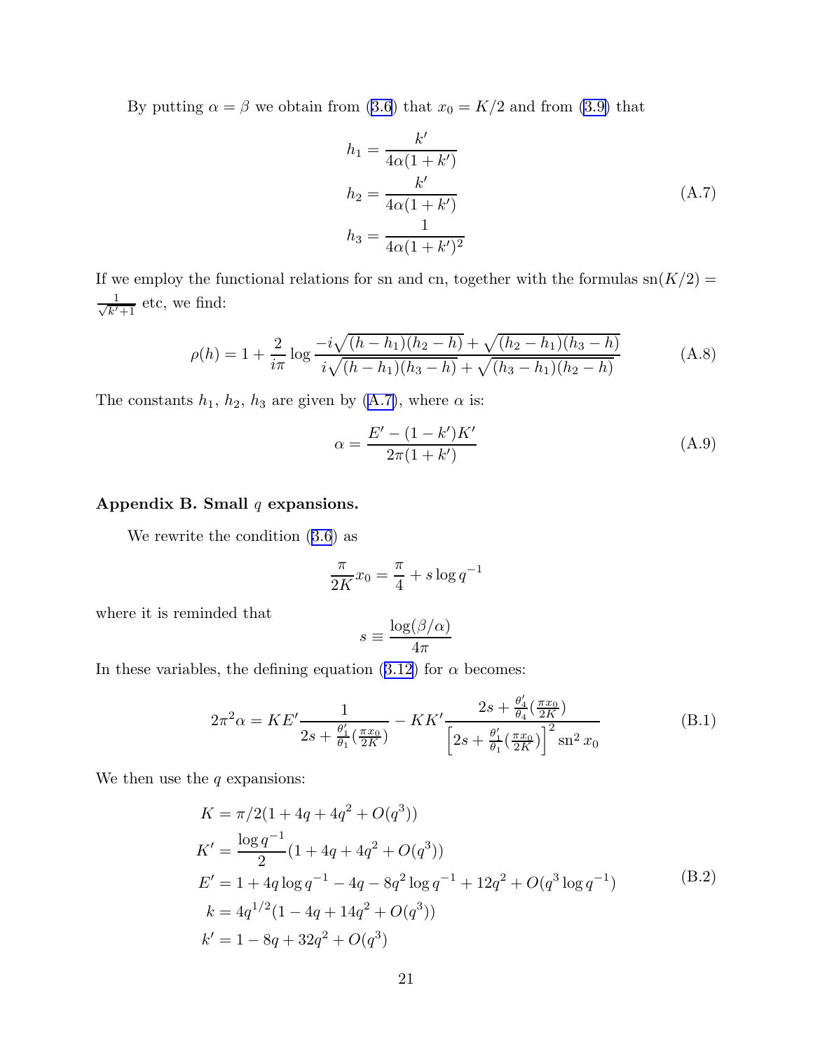By putting $\alpha = \beta$ we obtain from (3.6) that $x_0 = K/2$ and from (3.9) that

$$
\begin{aligned}
h_1 &= \frac{k'}{4\alpha(1+k')} \\
h_2 &= \frac{k'}{4\alpha(1+k')} \\
h_3 &= \frac{1}{4\alpha(1+k')^2}
\end{aligned}
\tag{A.7}
$$

If we employ the functional relations for sn and cn, together with the formulas $\mathrm{sn}(K/2) = \frac{1}{\sqrt{k'+1}}$ etc, we find:

$$
\rho(h) = 1 + \frac{2}{i\pi} \log \frac{-i\sqrt{(h-h_1)(h_2-h)} + \sqrt{(h_2-h_1)(h_3-h)}}{i\sqrt{(h-h_1)(h_3-h)} + \sqrt{(h_3-h_1)(h_2-h)}} \tag{A.8}
$$

The constants $h_1$, $h_2$, $h_3$ are given by (A.7), where $\alpha$ is:

$$
\alpha = \frac{E' - (1-k')K'}{2\pi(1+k')} \tag{A.9}
$$

### Appendix B. Small $q$ expansions.

We rewrite the condition (3.6) as

$$
\frac{\pi}{2K} x_0 = \frac{\pi}{4} + s \log q^{-1}
$$

where it is reminded that

$$
s \equiv \frac{\log(\beta/\alpha)}{4\pi}
$$

In these variables, the defining equation (3.12) for $\alpha$ becomes:

$$
2\pi^2 \alpha = KE' \frac{1}{2s + \frac{\theta_1'}{\theta_1}(\frac{\pi x_0}{2K})} - KK' \frac{2s + \frac{\theta_4'}{\theta_4}(\frac{\pi x_0}{2K})}{\left[2s + \frac{\theta_1'}{\theta_1}(\frac{\pi x_0}{2K})\right]^2 \mathrm{sn}^2\, x_0} \tag{B.1}
$$

We then use the $q$ expansions:

$$
\begin{aligned}
K &= \pi/2(1 + 4q + 4q^2 + O(q^3)) \\
K' &= \frac{\log q^{-1}}{2}(1 + 4q + 4q^2 + O(q^3)) \\
E' &= 1 + 4q \log q^{-1} - 4q - 8q^2 \log q^{-1} + 12q^2 + O(q^3 \log q^{-1}) \\
k &= 4q^{1/2}(1 - 4q + 14q^2 + O(q^3)) \\
k' &= 1 - 8q + 32q^2 + O(q^3)
\end{aligned}
\tag{B.2}
$$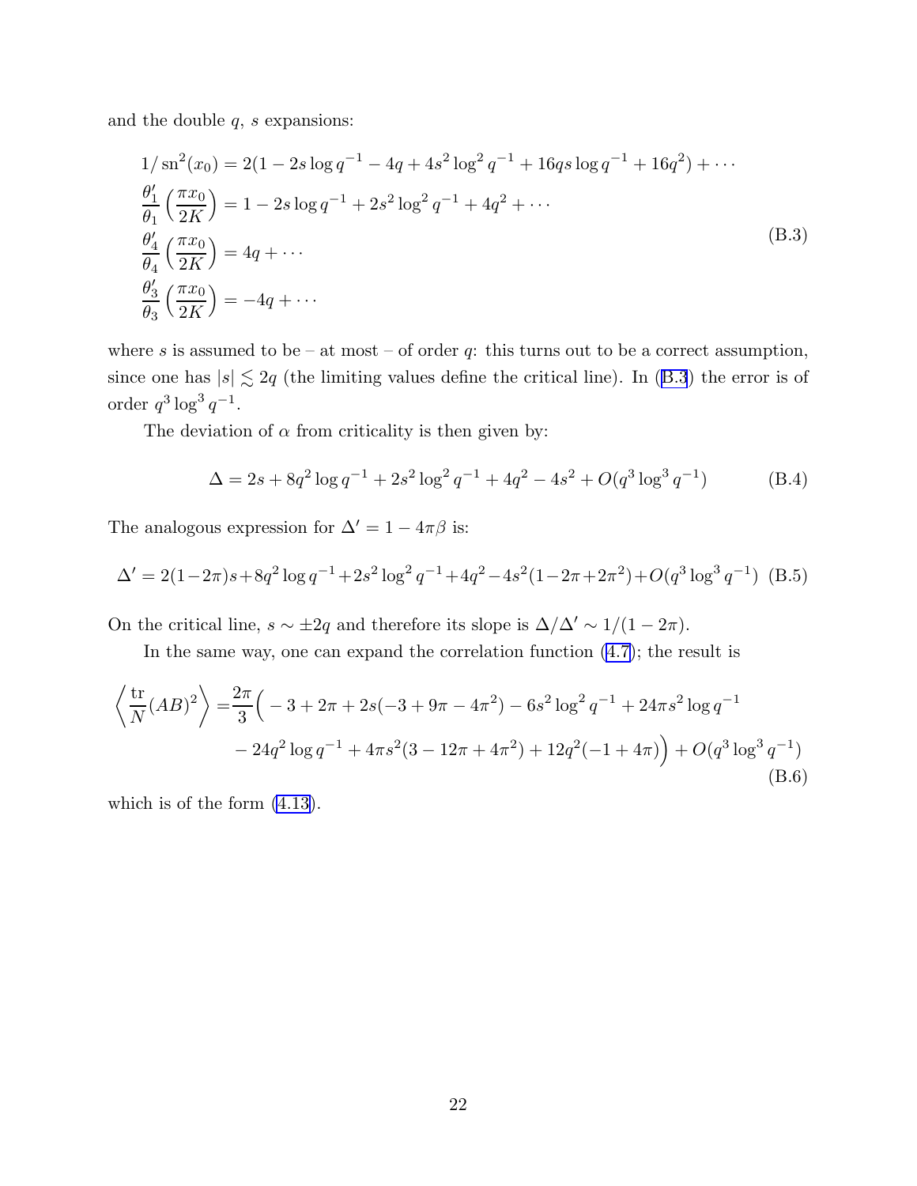and the double $q$, $s$ expansions:

$$
\begin{aligned}
&1/\operatorname{sn}^2(x_0) = 2(1 - 2s\log q^{-1} - 4q + 4s^2\log^2 q^{-1} + 16qs\log q^{-1} + 16q^2) + \cdots \\
&\frac{\theta_1'}{\theta_1}\left(\frac{\pi x_0}{2K}\right) = 1 - 2s\log q^{-1} + 2s^2\log^2 q^{-1} + 4q^2 + \cdots \\
&\frac{\theta_4'}{\theta_4}\left(\frac{\pi x_0}{2K}\right) = 4q + \cdots \\
&\frac{\theta_3'}{\theta_3}\left(\frac{\pi x_0}{2K}\right) = -4q + \cdots
\end{aligned}
\tag{B.3}
$$

where $s$ is assumed to be – at most – of order $q$: this turns out to be a correct assumption, since one has $|s| \lesssim 2q$ (the limiting values define the critical line). In (B.3) the error is of order $q^3\log^3 q^{-1}$.

The deviation of $\alpha$ from criticality is then given by:

$$
\Delta = 2s + 8q^2\log q^{-1} + 2s^2\log^2 q^{-1} + 4q^2 - 4s^2 + O(q^3\log^3 q^{-1}) \tag{B.4}
$$

The analogous expression for $\Delta' = 1 - 4\pi\beta$ is:

$$
\Delta' = 2(1-2\pi)s + 8q^2\log q^{-1} + 2s^2\log^2 q^{-1} + 4q^2 - 4s^2(1 - 2\pi + 2\pi^2) + O(q^3\log^3 q^{-1}) \tag{B.5}
$$

On the critical line, $s \sim \pm 2q$ and therefore its slope is $\Delta/\Delta' \sim 1/(1-2\pi)$.

In the same way, one can expand the correlation function (4.7); the result is

$$
\begin{aligned}
\left\langle \frac{\operatorname{tr}}{N}(AB)^2 \right\rangle = &\frac{2\pi}{3}\Big( -3 + 2\pi + 2s(-3 + 9\pi - 4\pi^2) - 6s^2\log^2 q^{-1} + 24\pi s^2\log q^{-1} \\
&- 24q^2\log q^{-1} + 4\pi s^2(3 - 12\pi + 4\pi^2) + 12q^2(-1 + 4\pi)\Big) + O(q^3\log^3 q^{-1})
\end{aligned}
\tag{B.6}
$$

which is of the form (4.13).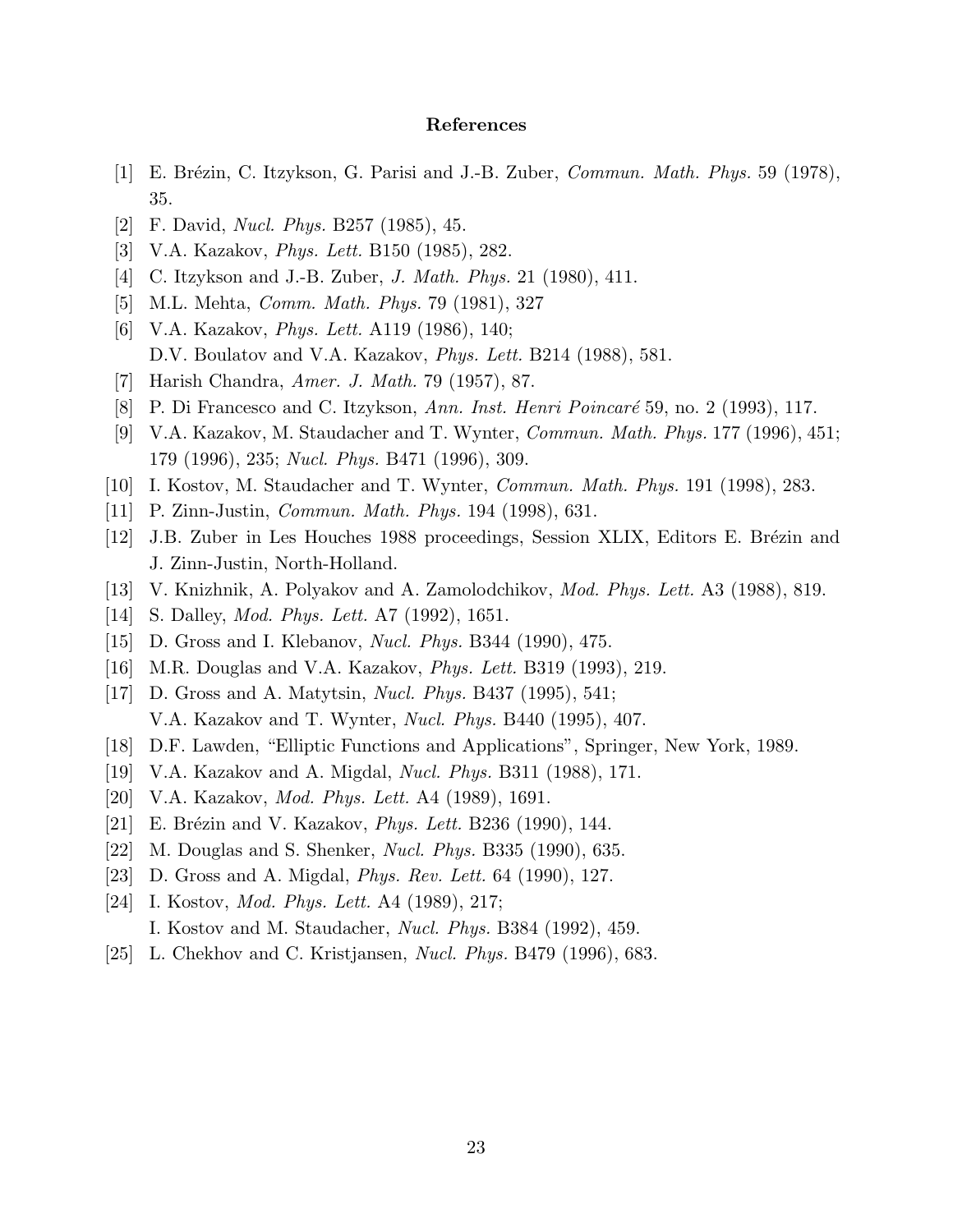## References

[1] E. Brézin, C. Itzykson, G. Parisi and J.-B. Zuber, *Commun. Math. Phys.* 59 (1978), 35.

[2] F. David, *Nucl. Phys.* B257 (1985), 45.

[3] V.A. Kazakov, *Phys. Lett.* B150 (1985), 282.

[4] C. Itzykson and J.-B. Zuber, *J. Math. Phys.* 21 (1980), 411.

[5] M.L. Mehta, *Comm. Math. Phys.* 79 (1981), 327

[6] V.A. Kazakov, *Phys. Lett.* A119 (1986), 140;
D.V. Boulatov and V.A. Kazakov, *Phys. Lett.* B214 (1988), 581.

[7] Harish Chandra, *Amer. J. Math.* 79 (1957), 87.

[8] P. Di Francesco and C. Itzykson, *Ann. Inst. Henri Poincaré* 59, no. 2 (1993), 117.

[9] V.A. Kazakov, M. Staudacher and T. Wynter, *Commun. Math. Phys.* 177 (1996), 451; 179 (1996), 235; *Nucl. Phys.* B471 (1996), 309.

[10] I. Kostov, M. Staudacher and T. Wynter, *Commun. Math. Phys.* 191 (1998), 283.

[11] P. Zinn-Justin, *Commun. Math. Phys.* 194 (1998), 631.

[12] J.B. Zuber in Les Houches 1988 proceedings, Session XLIX, Editors E. Brézin and J. Zinn-Justin, North-Holland.

[13] V. Knizhnik, A. Polyakov and A. Zamolodchikov, *Mod. Phys. Lett.* A3 (1988), 819.

[14] S. Dalley, *Mod. Phys. Lett.* A7 (1992), 1651.

[15] D. Gross and I. Klebanov, *Nucl. Phys.* B344 (1990), 475.

[16] M.R. Douglas and V.A. Kazakov, *Phys. Lett.* B319 (1993), 219.

[17] D. Gross and A. Matytsin, *Nucl. Phys.* B437 (1995), 541;
V.A. Kazakov and T. Wynter, *Nucl. Phys.* B440 (1995), 407.

[18] D.F. Lawden, "Elliptic Functions and Applications", Springer, New York, 1989.

[19] V.A. Kazakov and A. Migdal, *Nucl. Phys.* B311 (1988), 171.

[20] V.A. Kazakov, *Mod. Phys. Lett.* A4 (1989), 1691.

[21] E. Brézin and V. Kazakov, *Phys. Lett.* B236 (1990), 144.

[22] M. Douglas and S. Shenker, *Nucl. Phys.* B335 (1990), 635.

[23] D. Gross and A. Migdal, *Phys. Rev. Lett.* 64 (1990), 127.

[24] I. Kostov, *Mod. Phys. Lett.* A4 (1989), 217;
I. Kostov and M. Staudacher, *Nucl. Phys.* B384 (1992), 459.

[25] L. Chekhov and C. Kristjansen, *Nucl. Phys.* B479 (1996), 683.